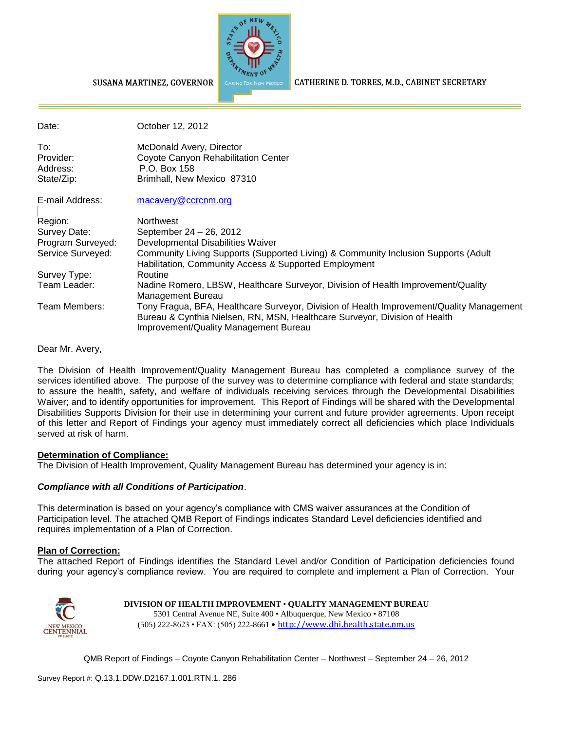SUSANA MARTINEZ, GOVERNOR

CATHERINE D. TORRES, M.D., CABINET SECRETARY

| | |
|---|---|
| Date: | October 12, 2012 |
| To: | McDonald Avery, Director |
| Provider: | Coyote Canyon Rehabilitation Center |
| Address: | P.O. Box 158 |
| State/Zip: | Brimhall, New Mexico 87310 |
| E-mail Address: | macavery@ccrcnm.org |
| Region: | Northwest |
| Survey Date: | September 24 – 26, 2012 |
| Program Surveyed: | Developmental Disabilities Waiver |
| Service Surveyed: | Community Living Supports (Supported Living) & Community Inclusion Supports (Adult Habilitation, Community Access & Supported Employment |
| Survey Type: | Routine |
| Team Leader: | Nadine Romero, LBSW, Healthcare Surveyor, Division of Health Improvement/Quality Management Bureau |
| Team Members: | Tony Fragua, BFA, Healthcare Surveyor, Division of Health Improvement/Quality Management Bureau & Cynthia Nielsen, RN, MSN, Healthcare Surveyor, Division of Health Improvement/Quality Management Bureau |

Dear Mr. Avery,

The Division of Health Improvement/Quality Management Bureau has completed a compliance survey of the services identified above. The purpose of the survey was to determine compliance with federal and state standards; to assure the health, safety, and welfare of individuals receiving services through the Developmental Disabilities Waiver; and to identify opportunities for improvement. This Report of Findings will be shared with the Developmental Disabilities Supports Division for their use in determining your current and future provider agreements. Upon receipt of this letter and Report of Findings your agency must immediately correct all deficiencies which place Individuals served at risk of harm.

**Determination of Compliance:**

The Division of Health Improvement, Quality Management Bureau has determined your agency is in:

***Compliance with all Conditions of Participation***.

This determination is based on your agency's compliance with CMS waiver assurances at the Condition of Participation level. The attached QMB Report of Findings indicates Standard Level deficiencies identified and requires implementation of a Plan of Correction.

**Plan of Correction:**

The attached Report of Findings identifies the Standard Level and/or Condition of Participation deficiencies found during your agency's compliance review. You are required to complete and implement a Plan of Correction. Your

**DIVISION OF HEALTH IMPROVEMENT • QUALITY MANAGEMENT BUREAU**
5301 Central Avenue NE, Suite 400 • Albuquerque, New Mexico • 87108
(505) 222-8623 • FAX: (505) 222-8661 • http://www.dhi.health.state.nm.us

QMB Report of Findings – Coyote Canyon Rehabilitation Center – Northwest – September 24 – 26, 2012

Survey Report #: Q.13.1.DDW.D2167.1.001.RTN.1. 286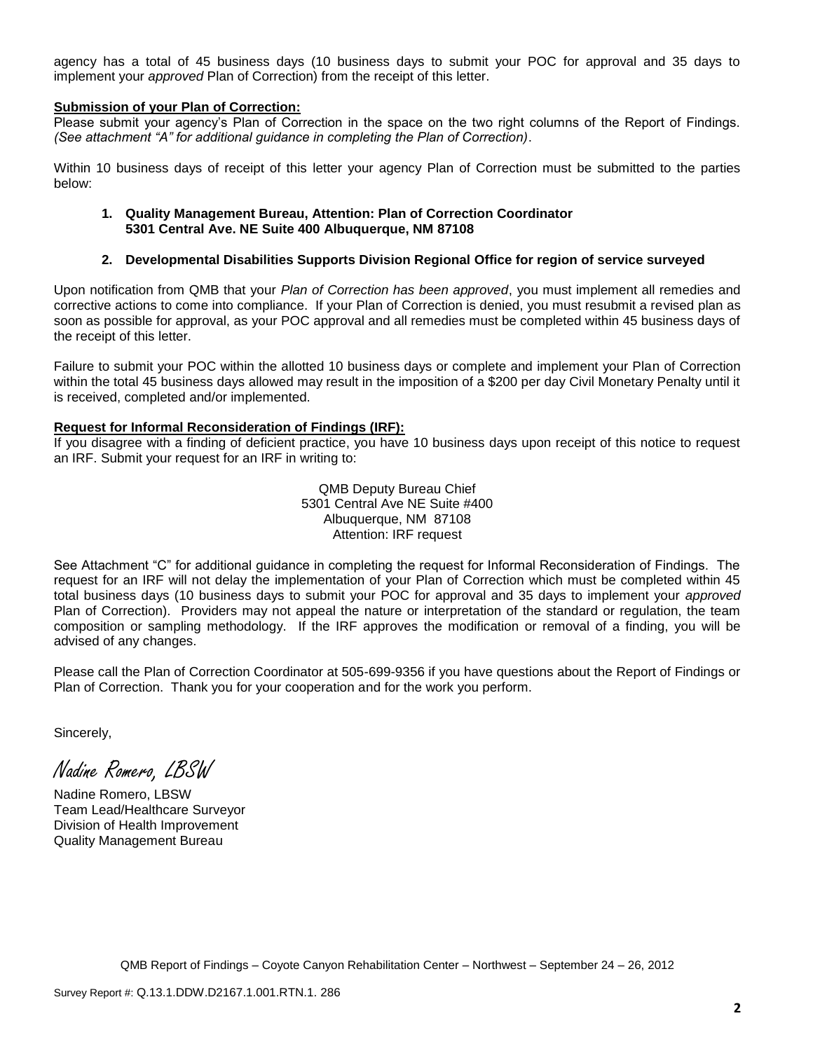agency has a total of 45 business days (10 business days to submit your POC for approval and 35 days to implement your *approved* Plan of Correction) from the receipt of this letter.

**Submission of your Plan of Correction:**

Please submit your agency's Plan of Correction in the space on the two right columns of the Report of Findings. *(See attachment "A" for additional guidance in completing the Plan of Correction)*.

Within 10 business days of receipt of this letter your agency Plan of Correction must be submitted to the parties below:

1. **Quality Management Bureau, Attention: Plan of Correction Coordinator 5301 Central Ave. NE Suite 400 Albuquerque, NM 87108**

2. **Developmental Disabilities Supports Division Regional Office for region of service surveyed**

Upon notification from QMB that your *Plan of Correction has been approved*, you must implement all remedies and corrective actions to come into compliance. If your Plan of Correction is denied, you must resubmit a revised plan as soon as possible for approval, as your POC approval and all remedies must be completed within 45 business days of the receipt of this letter.

Failure to submit your POC within the allotted 10 business days or complete and implement your Plan of Correction within the total 45 business days allowed may result in the imposition of a $200 per day Civil Monetary Penalty until it is received, completed and/or implemented.

**Request for Informal Reconsideration of Findings (IRF):**

If you disagree with a finding of deficient practice, you have 10 business days upon receipt of this notice to request an IRF. Submit your request for an IRF in writing to:

QMB Deputy Bureau Chief
5301 Central Ave NE Suite #400
Albuquerque, NM 87108
Attention: IRF request

See Attachment "C" for additional guidance in completing the request for Informal Reconsideration of Findings. The request for an IRF will not delay the implementation of your Plan of Correction which must be completed within 45 total business days (10 business days to submit your POC for approval and 35 days to implement your *approved* Plan of Correction). Providers may not appeal the nature or interpretation of the standard or regulation, the team composition or sampling methodology. If the IRF approves the modification or removal of a finding, you will be advised of any changes.

Please call the Plan of Correction Coordinator at 505-699-9356 if you have questions about the Report of Findings or Plan of Correction. Thank you for your cooperation and for the work you perform.

Sincerely,

*Nadine Romero, LBSW*

Nadine Romero, LBSW
Team Lead/Healthcare Surveyor
Division of Health Improvement
Quality Management Bureau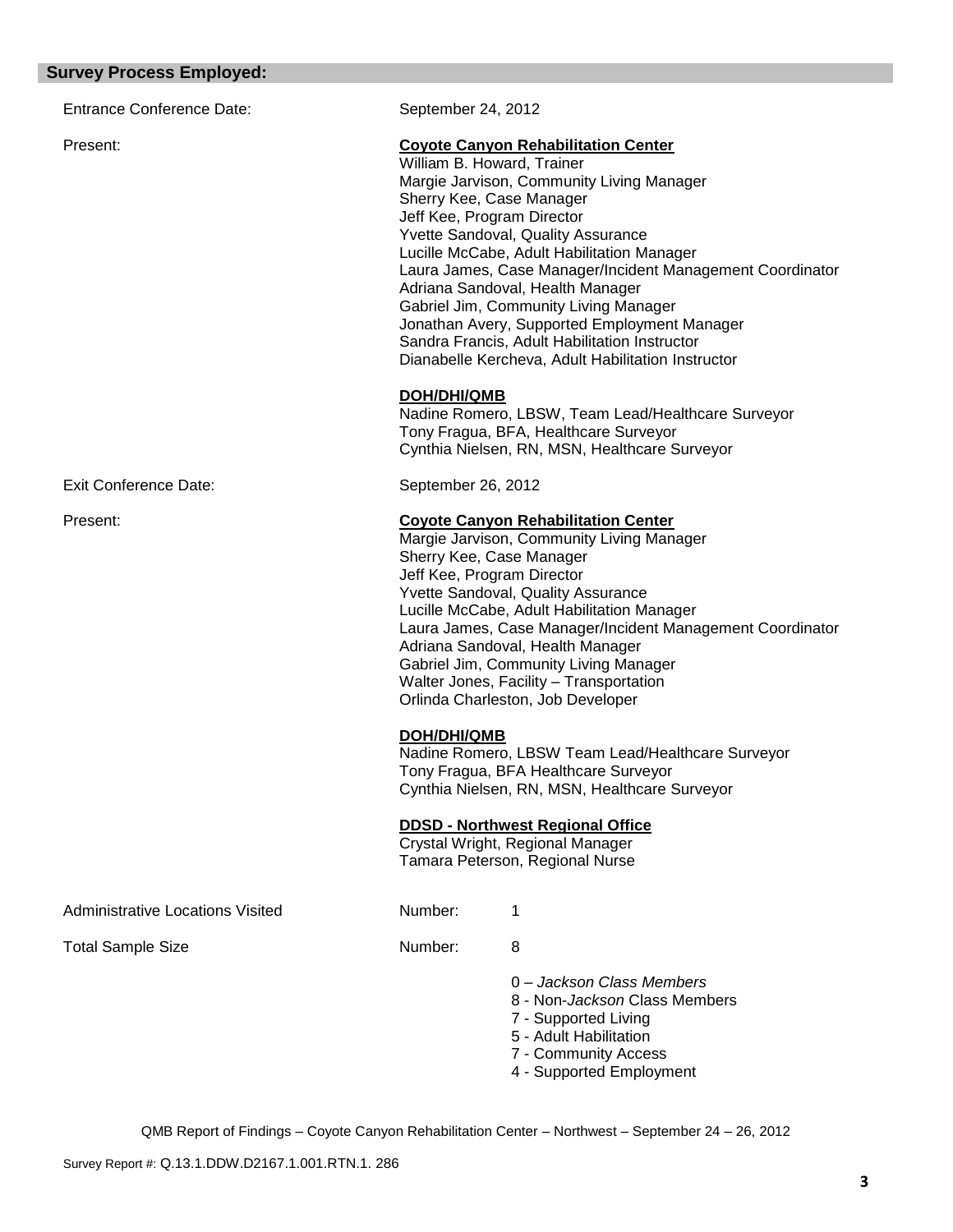## Survey Process Employed:

Entrance Conference Date: September 24, 2012

Present:

**Coyote Canyon Rehabilitation Center**
William B. Howard, Trainer
Margie Jarvison, Community Living Manager
Sherry Kee, Case Manager
Jeff Kee, Program Director
Yvette Sandoval, Quality Assurance
Lucille McCabe, Adult Habilitation Manager
Laura James, Case Manager/Incident Management Coordinator
Adriana Sandoval, Health Manager
Gabriel Jim, Community Living Manager
Jonathan Avery, Supported Employment Manager
Sandra Francis, Adult Habilitation Instructor
Dianabelle Kercheva, Adult Habilitation Instructor

**DOH/DHI/QMB**
Nadine Romero, LBSW, Team Lead/Healthcare Surveyor
Tony Fragua, BFA, Healthcare Surveyor
Cynthia Nielsen, RN, MSN, Healthcare Surveyor

Exit Conference Date: September 26, 2012

Present:

**Coyote Canyon Rehabilitation Center**
Margie Jarvison, Community Living Manager
Sherry Kee, Case Manager
Jeff Kee, Program Director
Yvette Sandoval, Quality Assurance
Lucille McCabe, Adult Habilitation Manager
Laura James, Case Manager/Incident Management Coordinator
Adriana Sandoval, Health Manager
Gabriel Jim, Community Living Manager
Walter Jones, Facility – Transportation
Orlinda Charleston, Job Developer

**DOH/DHI/QMB**
Nadine Romero, LBSW Team Lead/Healthcare Surveyor
Tony Fragua, BFA Healthcare Surveyor
Cynthia Nielsen, RN, MSN, Healthcare Surveyor

**DDSD - Northwest Regional Office**
Crystal Wright, Regional Manager
Tamara Peterson, Regional Nurse

Administrative Locations Visited Number: 1

Total Sample Size Number: 8

0 – *Jackson Class Members*
8 - Non-*Jackson* Class Members
7 - Supported Living
5 - Adult Habilitation
7 - Community Access
4 - Supported Employment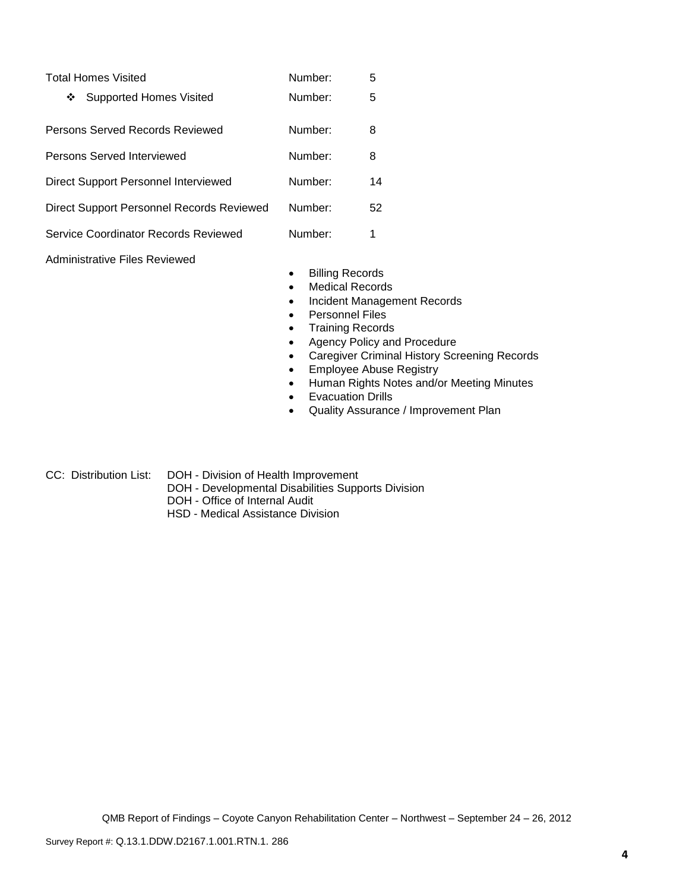| | | |
|---|---|---|
| Total Homes Visited | Number: | 5 |
| ❖ Supported Homes Visited | Number: | 5 |
| Persons Served Records Reviewed | Number: | 8 |
| Persons Served Interviewed | Number: | 8 |
| Direct Support Personnel Interviewed | Number: | 14 |
| Direct Support Personnel Records Reviewed | Number: | 52 |
| Service Coordinator Records Reviewed | Number: | 1 |

Administrative Files Reviewed

- Billing Records
- Medical Records
- Incident Management Records
- Personnel Files
- Training Records
- Agency Policy and Procedure
- Caregiver Criminal History Screening Records
- Employee Abuse Registry
- Human Rights Notes and/or Meeting Minutes
- Evacuation Drills
- Quality Assurance / Improvement Plan

CC: Distribution List:
DOH - Division of Health Improvement
DOH - Developmental Disabilities Supports Division
DOH - Office of Internal Audit
HSD - Medical Assistance Division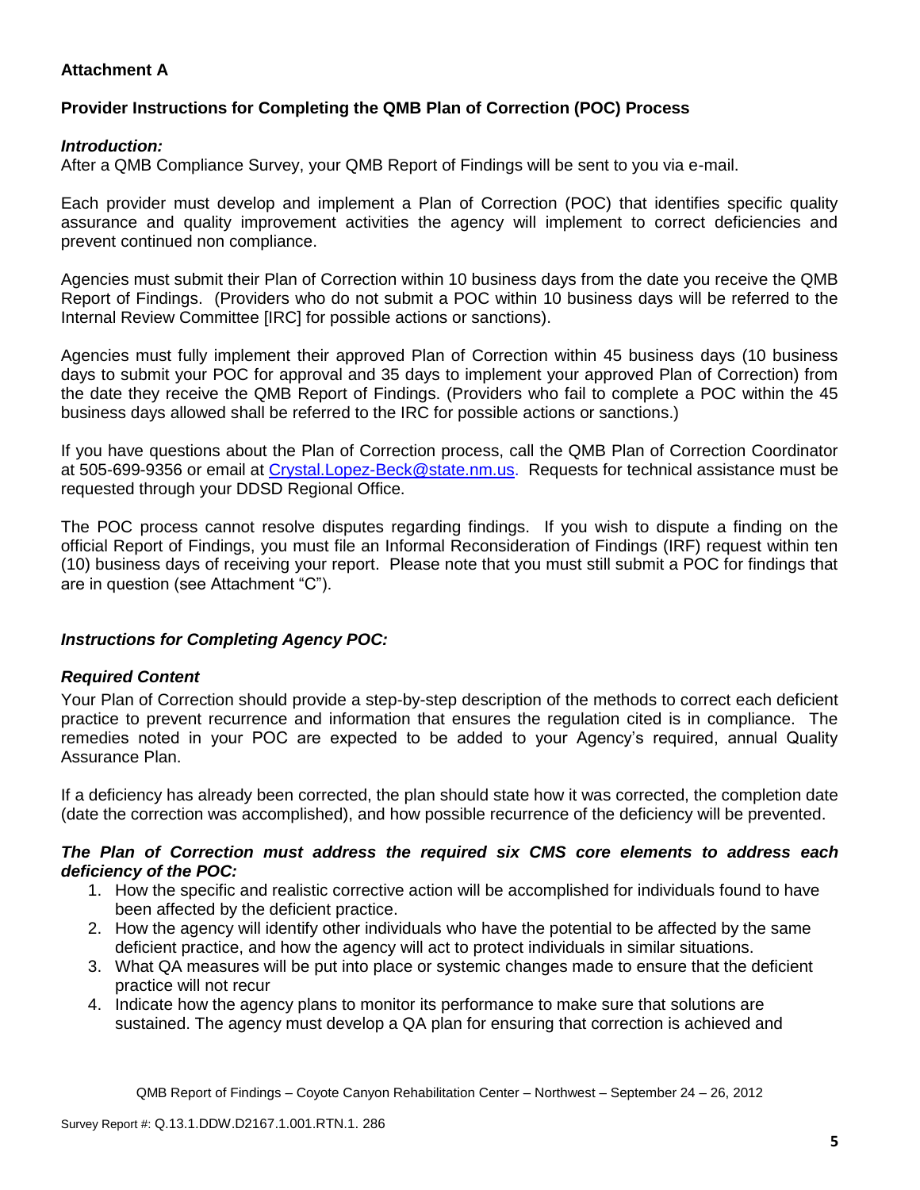## Attachment A

### Provider Instructions for Completing the QMB Plan of Correction (POC) Process

***Introduction:***

After a QMB Compliance Survey, your QMB Report of Findings will be sent to you via e-mail.

Each provider must develop and implement a Plan of Correction (POC) that identifies specific quality assurance and quality improvement activities the agency will implement to correct deficiencies and prevent continued non compliance.

Agencies must submit their Plan of Correction within 10 business days from the date you receive the QMB Report of Findings. (Providers who do not submit a POC within 10 business days will be referred to the Internal Review Committee [IRC] for possible actions or sanctions).

Agencies must fully implement their approved Plan of Correction within 45 business days (10 business days to submit your POC for approval and 35 days to implement your approved Plan of Correction) from the date they receive the QMB Report of Findings. (Providers who fail to complete a POC within the 45 business days allowed shall be referred to the IRC for possible actions or sanctions.)

If you have questions about the Plan of Correction process, call the QMB Plan of Correction Coordinator at 505-699-9356 or email at Crystal.Lopez-Beck@state.nm.us. Requests for technical assistance must be requested through your DDSD Regional Office.

The POC process cannot resolve disputes regarding findings. If you wish to dispute a finding on the official Report of Findings, you must file an Informal Reconsideration of Findings (IRF) request within ten (10) business days of receiving your report. Please note that you must still submit a POC for findings that are in question (see Attachment "C").

***Instructions for Completing Agency POC:***

***Required Content***

Your Plan of Correction should provide a step-by-step description of the methods to correct each deficient practice to prevent recurrence and information that ensures the regulation cited is in compliance. The remedies noted in your POC are expected to be added to your Agency's required, annual Quality Assurance Plan.

If a deficiency has already been corrected, the plan should state how it was corrected, the completion date (date the correction was accomplished), and how possible recurrence of the deficiency will be prevented.

***The Plan of Correction must address the required six CMS core elements to address each deficiency of the POC:***

1. How the specific and realistic corrective action will be accomplished for individuals found to have been affected by the deficient practice.
2. How the agency will identify other individuals who have the potential to be affected by the same deficient practice, and how the agency will act to protect individuals in similar situations.
3. What QA measures will be put into place or systemic changes made to ensure that the deficient practice will not recur
4. Indicate how the agency plans to monitor its performance to make sure that solutions are sustained. The agency must develop a QA plan for ensuring that correction is achieved and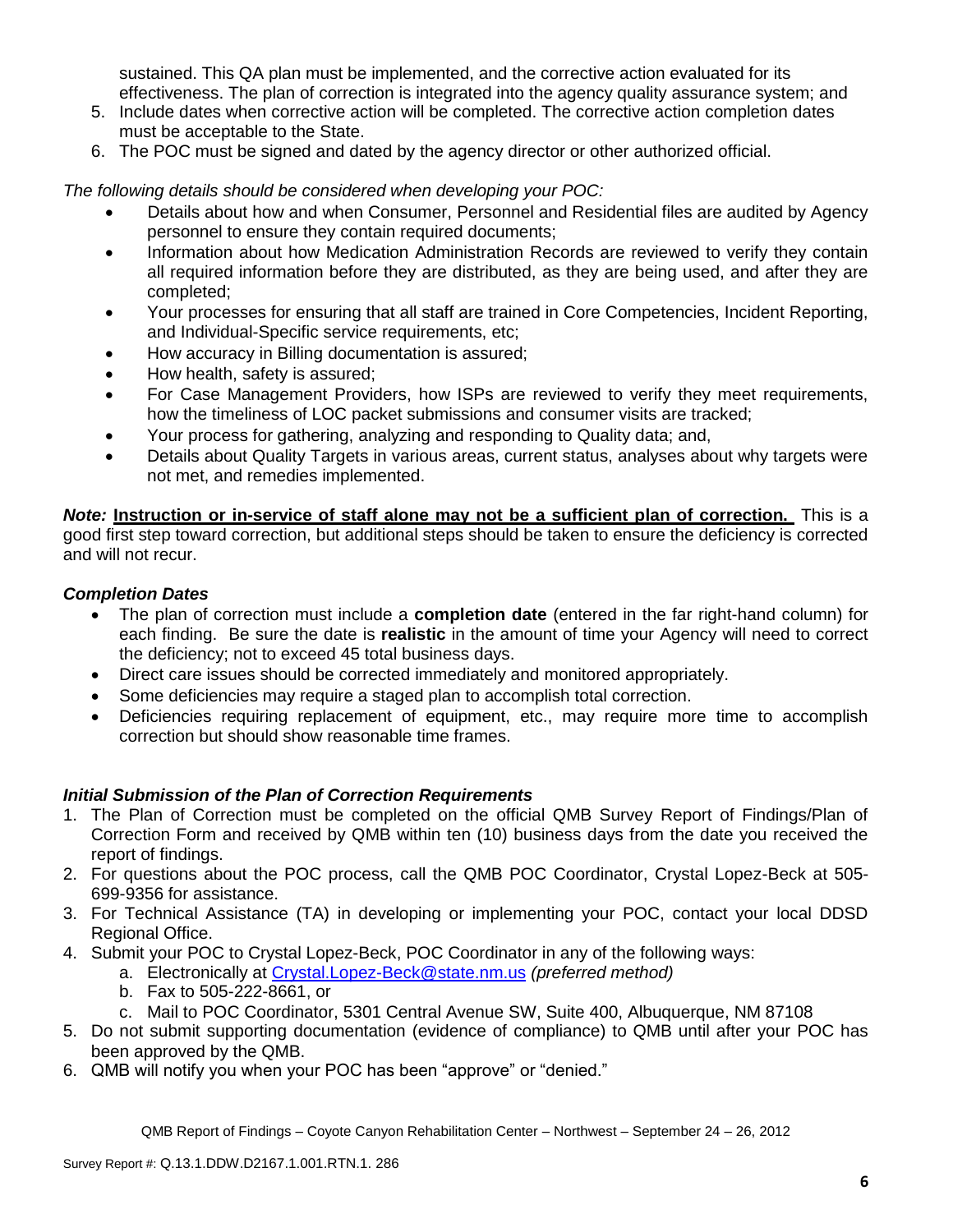sustained. This QA plan must be implemented, and the corrective action evaluated for its effectiveness. The plan of correction is integrated into the agency quality assurance system; and

5. Include dates when corrective action will be completed. The corrective action completion dates must be acceptable to the State.
6. The POC must be signed and dated by the agency director or other authorized official.

*The following details should be considered when developing your POC:*

- Details about how and when Consumer, Personnel and Residential files are audited by Agency personnel to ensure they contain required documents;
- Information about how Medication Administration Records are reviewed to verify they contain all required information before they are distributed, as they are being used, and after they are completed;
- Your processes for ensuring that all staff are trained in Core Competencies, Incident Reporting, and Individual-Specific service requirements, etc;
- How accuracy in Billing documentation is assured;
- How health, safety is assured;
- For Case Management Providers, how ISPs are reviewed to verify they meet requirements, how the timeliness of LOC packet submissions and consumer visits are tracked;
- Your process for gathering, analyzing and responding to Quality data; and,
- Details about Quality Targets in various areas, current status, analyses about why targets were not met, and remedies implemented.

***Note:*** **Instruction or in-service of staff alone may not be a sufficient plan of correction.** This is a good first step toward correction, but additional steps should be taken to ensure the deficiency is corrected and will not recur.

### *Completion Dates*

- The plan of correction must include a **completion date** (entered in the far right-hand column) for each finding. Be sure the date is **realistic** in the amount of time your Agency will need to correct the deficiency; not to exceed 45 total business days.
- Direct care issues should be corrected immediately and monitored appropriately.
- Some deficiencies may require a staged plan to accomplish total correction.
- Deficiencies requiring replacement of equipment, etc., may require more time to accomplish correction but should show reasonable time frames.

### *Initial Submission of the Plan of Correction Requirements*

1. The Plan of Correction must be completed on the official QMB Survey Report of Findings/Plan of Correction Form and received by QMB within ten (10) business days from the date you received the report of findings.
2. For questions about the POC process, call the QMB POC Coordinator, Crystal Lopez-Beck at 505-699-9356 for assistance.
3. For Technical Assistance (TA) in developing or implementing your POC, contact your local DDSD Regional Office.
4. Submit your POC to Crystal Lopez-Beck, POC Coordinator in any of the following ways:
   a. Electronically at Crystal.Lopez-Beck@state.nm.us *(preferred method)*
   b. Fax to 505-222-8661, or
   c. Mail to POC Coordinator, 5301 Central Avenue SW, Suite 400, Albuquerque, NM 87108
5. Do not submit supporting documentation (evidence of compliance) to QMB until after your POC has been approved by the QMB.
6. QMB will notify you when your POC has been "approve" or "denied."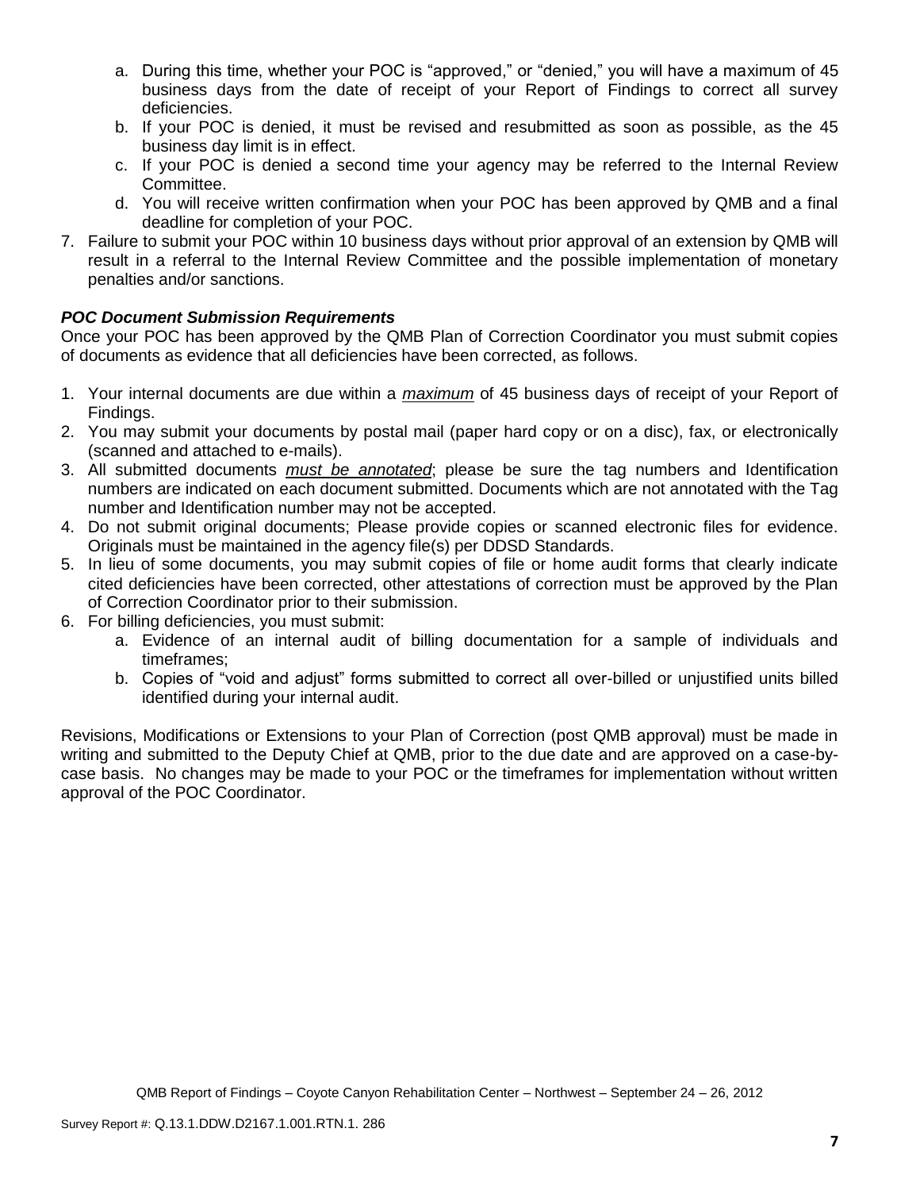a. During this time, whether your POC is "approved," or "denied," you will have a maximum of 45 business days from the date of receipt of your Report of Findings to correct all survey deficiencies.
   b. If your POC is denied, it must be revised and resubmitted as soon as possible, as the 45 business day limit is in effect.
   c. If your POC is denied a second time your agency may be referred to the Internal Review Committee.
   d. You will receive written confirmation when your POC has been approved by QMB and a final deadline for completion of your POC.
7. Failure to submit your POC within 10 business days without prior approval of an extension by QMB will result in a referral to the Internal Review Committee and the possible implementation of monetary penalties and/or sanctions.

### *POC Document Submission Requirements*

Once your POC has been approved by the QMB Plan of Correction Coordinator you must submit copies of documents as evidence that all deficiencies have been corrected, as follows.

1. Your internal documents are due within a *maximum* of 45 business days of receipt of your Report of Findings.
2. You may submit your documents by postal mail (paper hard copy or on a disc), fax, or electronically (scanned and attached to e-mails).
3. All submitted documents *must be annotated*; please be sure the tag numbers and Identification numbers are indicated on each document submitted. Documents which are not annotated with the Tag number and Identification number may not be accepted.
4. Do not submit original documents; Please provide copies or scanned electronic files for evidence. Originals must be maintained in the agency file(s) per DDSD Standards.
5. In lieu of some documents, you may submit copies of file or home audit forms that clearly indicate cited deficiencies have been corrected, other attestations of correction must be approved by the Plan of Correction Coordinator prior to their submission.
6. For billing deficiencies, you must submit:
   a. Evidence of an internal audit of billing documentation for a sample of individuals and timeframes;
   b. Copies of "void and adjust" forms submitted to correct all over-billed or unjustified units billed identified during your internal audit.

Revisions, Modifications or Extensions to your Plan of Correction (post QMB approval) must be made in writing and submitted to the Deputy Chief at QMB, prior to the due date and are approved on a case-by-case basis. No changes may be made to your POC or the timeframes for implementation without written approval of the POC Coordinator.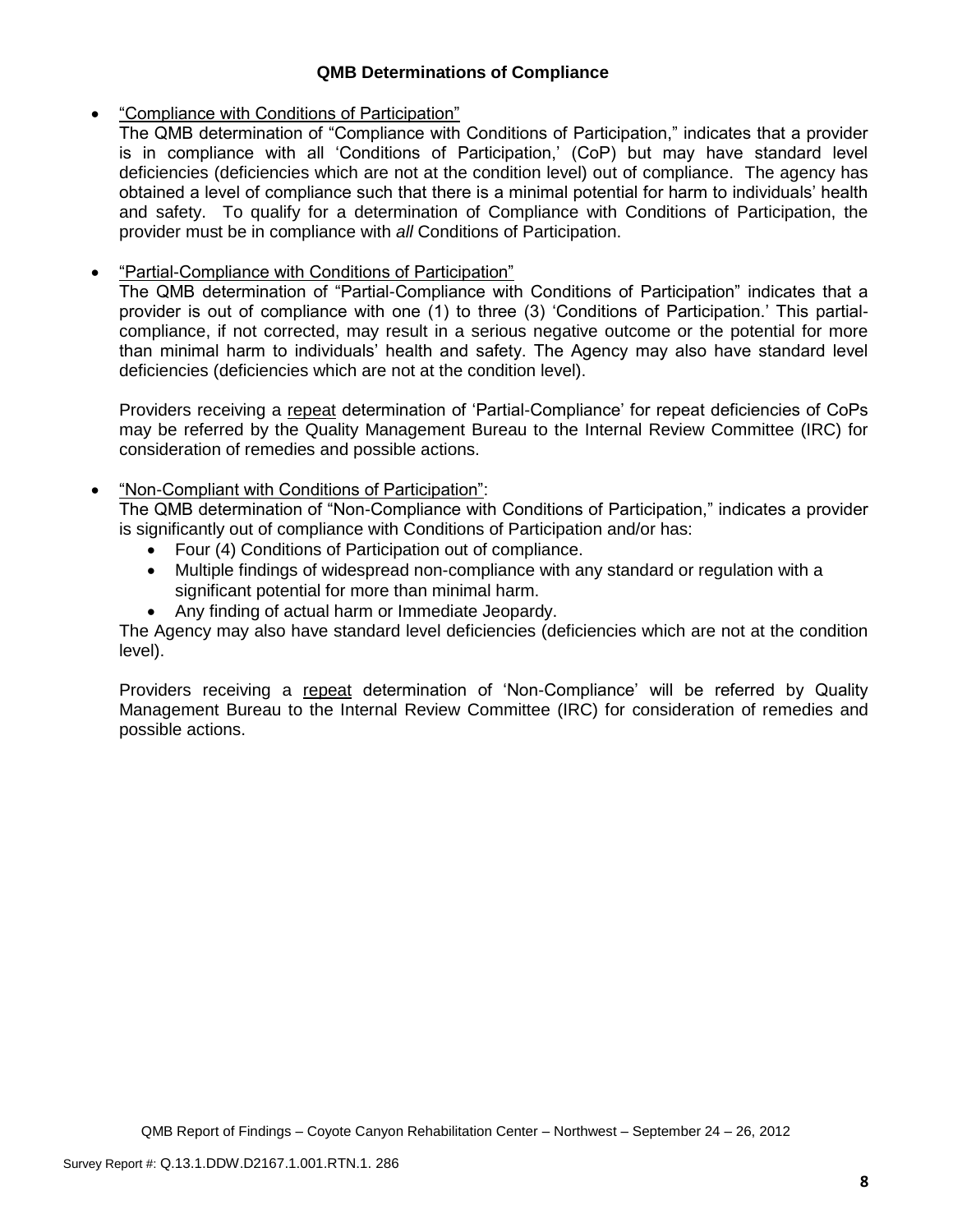### QMB Determinations of Compliance

- <u>"Compliance with Conditions of Participation"</u>
  The QMB determination of "Compliance with Conditions of Participation," indicates that a provider is in compliance with all 'Conditions of Participation,' (CoP) but may have standard level deficiencies (deficiencies which are not at the condition level) out of compliance. The agency has obtained a level of compliance such that there is a minimal potential for harm to individuals' health and safety. To qualify for a determination of Compliance with Conditions of Participation, the provider must be in compliance with *all* Conditions of Participation.

- <u>"Partial-Compliance with Conditions of Participation"</u>
  The QMB determination of "Partial-Compliance with Conditions of Participation" indicates that a provider is out of compliance with one (1) to three (3) 'Conditions of Participation.' This partial-compliance, if not corrected, may result in a serious negative outcome or the potential for more than minimal harm to individuals' health and safety. The Agency may also have standard level deficiencies (deficiencies which are not at the condition level).

  Providers receiving a <u>repeat</u> determination of 'Partial-Compliance' for repeat deficiencies of CoPs may be referred by the Quality Management Bureau to the Internal Review Committee (IRC) for consideration of remedies and possible actions.

- <u>"Non-Compliant with Conditions of Participation"</u>:
  The QMB determination of "Non-Compliance with Conditions of Participation," indicates a provider is significantly out of compliance with Conditions of Participation and/or has:
  - Four (4) Conditions of Participation out of compliance.
  - Multiple findings of widespread non-compliance with any standard or regulation with a significant potential for more than minimal harm.
  - Any finding of actual harm or Immediate Jeopardy.

  The Agency may also have standard level deficiencies (deficiencies which are not at the condition level).

  Providers receiving a <u>repeat</u> determination of 'Non-Compliance' will be referred by Quality Management Bureau to the Internal Review Committee (IRC) for consideration of remedies and possible actions.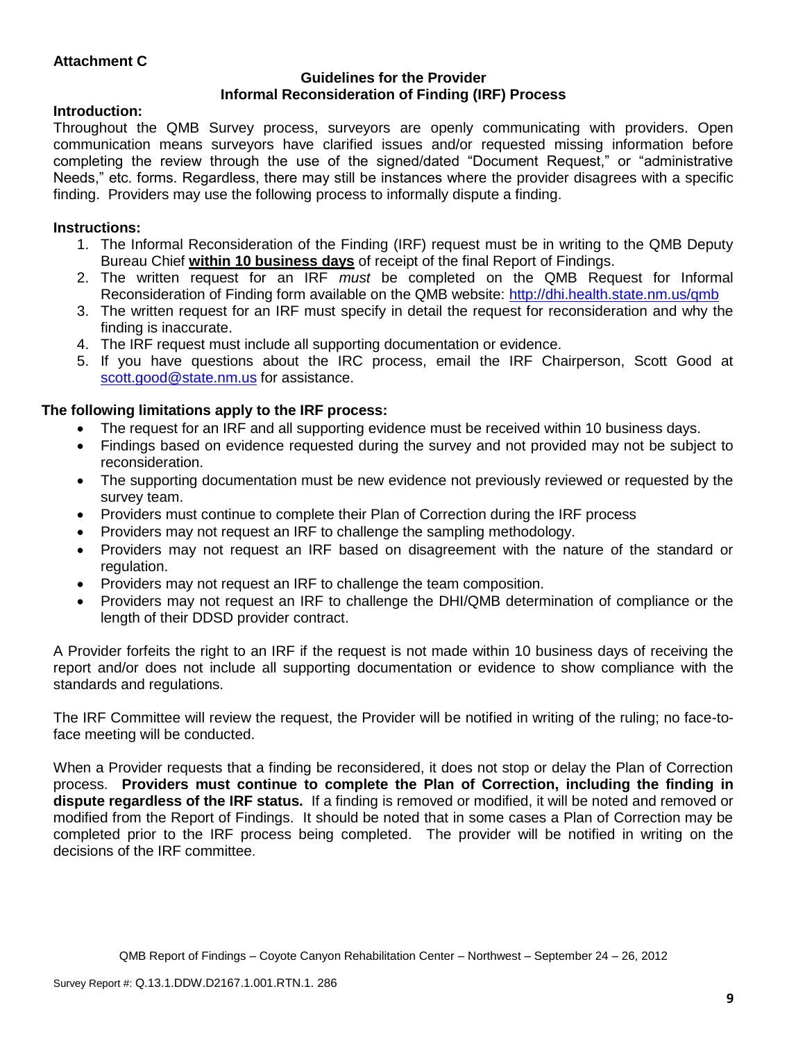**Attachment C**

**Guidelines for the Provider**
**Informal Reconsideration of Finding (IRF) Process**

**Introduction:**

Throughout the QMB Survey process, surveyors are openly communicating with providers. Open communication means surveyors have clarified issues and/or requested missing information before completing the review through the use of the signed/dated "Document Request," or "administrative Needs," etc. forms. Regardless, there may still be instances where the provider disagrees with a specific finding. Providers may use the following process to informally dispute a finding.

**Instructions:**

1. The Informal Reconsideration of the Finding (IRF) request must be in writing to the QMB Deputy Bureau Chief **within 10 business days** of receipt of the final Report of Findings.
2. The written request for an IRF *must* be completed on the QMB Request for Informal Reconsideration of Finding form available on the QMB website: http://dhi.health.state.nm.us/qmb
3. The written request for an IRF must specify in detail the request for reconsideration and why the finding is inaccurate.
4. The IRF request must include all supporting documentation or evidence.
5. If you have questions about the IRC process, email the IRF Chairperson, Scott Good at scott.good@state.nm.us for assistance.

**The following limitations apply to the IRF process:**

- The request for an IRF and all supporting evidence must be received within 10 business days.
- Findings based on evidence requested during the survey and not provided may not be subject to reconsideration.
- The supporting documentation must be new evidence not previously reviewed or requested by the survey team.
- Providers must continue to complete their Plan of Correction during the IRF process
- Providers may not request an IRF to challenge the sampling methodology.
- Providers may not request an IRF based on disagreement with the nature of the standard or regulation.
- Providers may not request an IRF to challenge the team composition.
- Providers may not request an IRF to challenge the DHI/QMB determination of compliance or the length of their DDSD provider contract.

A Provider forfeits the right to an IRF if the request is not made within 10 business days of receiving the report and/or does not include all supporting documentation or evidence to show compliance with the standards and regulations.

The IRF Committee will review the request, the Provider will be notified in writing of the ruling; no face-to-face meeting will be conducted.

When a Provider requests that a finding be reconsidered, it does not stop or delay the Plan of Correction process. **Providers must continue to complete the Plan of Correction, including the finding in dispute regardless of the IRF status.** If a finding is removed or modified, it will be noted and removed or modified from the Report of Findings. It should be noted that in some cases a Plan of Correction may be completed prior to the IRF process being completed. The provider will be notified in writing on the decisions of the IRF committee.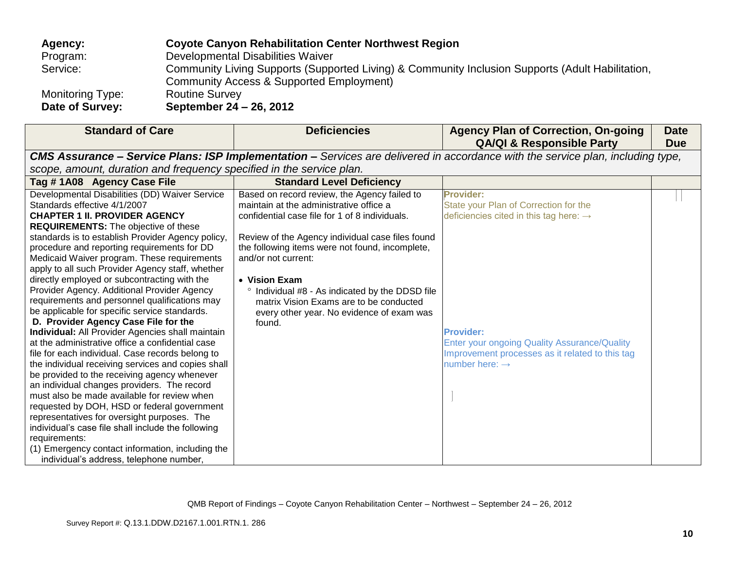**Agency:** **Coyote Canyon Rehabilitation Center Northwest Region**
Program: Developmental Disabilities Waiver
Service: Community Living Supports (Supported Living) & Community Inclusion Supports (Adult Habilitation, Community Access & Supported Employment)
Monitoring Type: Routine Survey
**Date of Survey:** **September 24 – 26, 2012**

| Standard of Care | Deficiencies | Agency Plan of Correction, On-going QA/QI & Responsible Party | Date Due |
|---|---|---|---|
| ***CMS Assurance – Service Plans: ISP Implementation –*** *Services are delivered in accordance with the service plan, including type, scope, amount, duration and frequency specified in the service plan.* | | | |
| **Tag # 1A08 Agency Case File** | **Standard Level Deficiency** | | |
| Developmental Disabilities (DD) Waiver Service Standards effective 4/1/2007<br>**CHAPTER 1 II. PROVIDER AGENCY REQUIREMENTS:** The objective of these standards is to establish Provider Agency policy, procedure and reporting requirements for DD Medicaid Waiver program. These requirements apply to all such Provider Agency staff, whether directly employed or subcontracting with the Provider Agency. Additional Provider Agency requirements and personnel qualifications may be applicable for specific service standards.<br>**D. Provider Agency Case File for the Individual:** All Provider Agencies shall maintain at the administrative office a confidential case file for each individual. Case records belong to the individual receiving services and copies shall be provided to the receiving agency whenever an individual changes providers. The record must also be made available for review when requested by DOH, HSD or federal government representatives for oversight purposes. The individual's case file shall include the following requirements:<br>(1) Emergency contact information, including the individual's address, telephone number, | Based on record review, the Agency failed to maintain at the administrative office a confidential case file for 1 of 8 individuals.<br><br>Review of the Agency individual case files found the following items were not found, incomplete, and/or not current:<br><br>• **Vision Exam**<br>° Individual #8 - As indicated by the DDSD file matrix Vision Exams are to be conducted every other year. No evidence of exam was found. | **Provider:**<br>State your Plan of Correction for the deficiencies cited in this tag here: →<br><br>**Provider:**<br>Enter your ongoing Quality Assurance/Quality Improvement processes as it related to this tag number here: → | |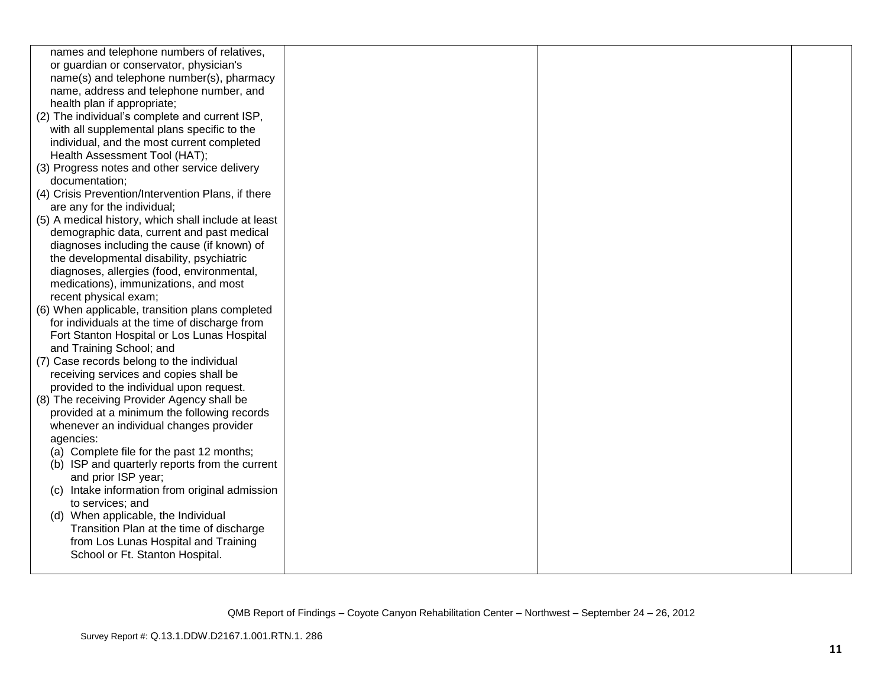| | | | |
|---|---|---|---|
| names and telephone numbers of relatives, or guardian or conservator, physician's name(s) and telephone number(s), pharmacy name, address and telephone number, and health plan if appropriate;<br>(2) The individual's complete and current ISP, with all supplemental plans specific to the individual, and the most current completed Health Assessment Tool (HAT);<br>(3) Progress notes and other service delivery documentation;<br>(4) Crisis Prevention/Intervention Plans, if there are any for the individual;<br>(5) A medical history, which shall include at least demographic data, current and past medical diagnoses including the cause (if known) of the developmental disability, psychiatric diagnoses, allergies (food, environmental, medications), immunizations, and most recent physical exam;<br>(6) When applicable, transition plans completed for individuals at the time of discharge from Fort Stanton Hospital or Los Lunas Hospital and Training School; and<br>(7) Case records belong to the individual receiving services and copies shall be provided to the individual upon request.<br>(8) The receiving Provider Agency shall be provided at a minimum the following records whenever an individual changes provider agencies:<br>(a) Complete file for the past 12 months;<br>(b) ISP and quarterly reports from the current and prior ISP year;<br>(c) Intake information from original admission to services; and<br>(d) When applicable, the Individual Transition Plan at the time of discharge from Los Lunas Hospital and Training School or Ft. Stanton Hospital. | | | |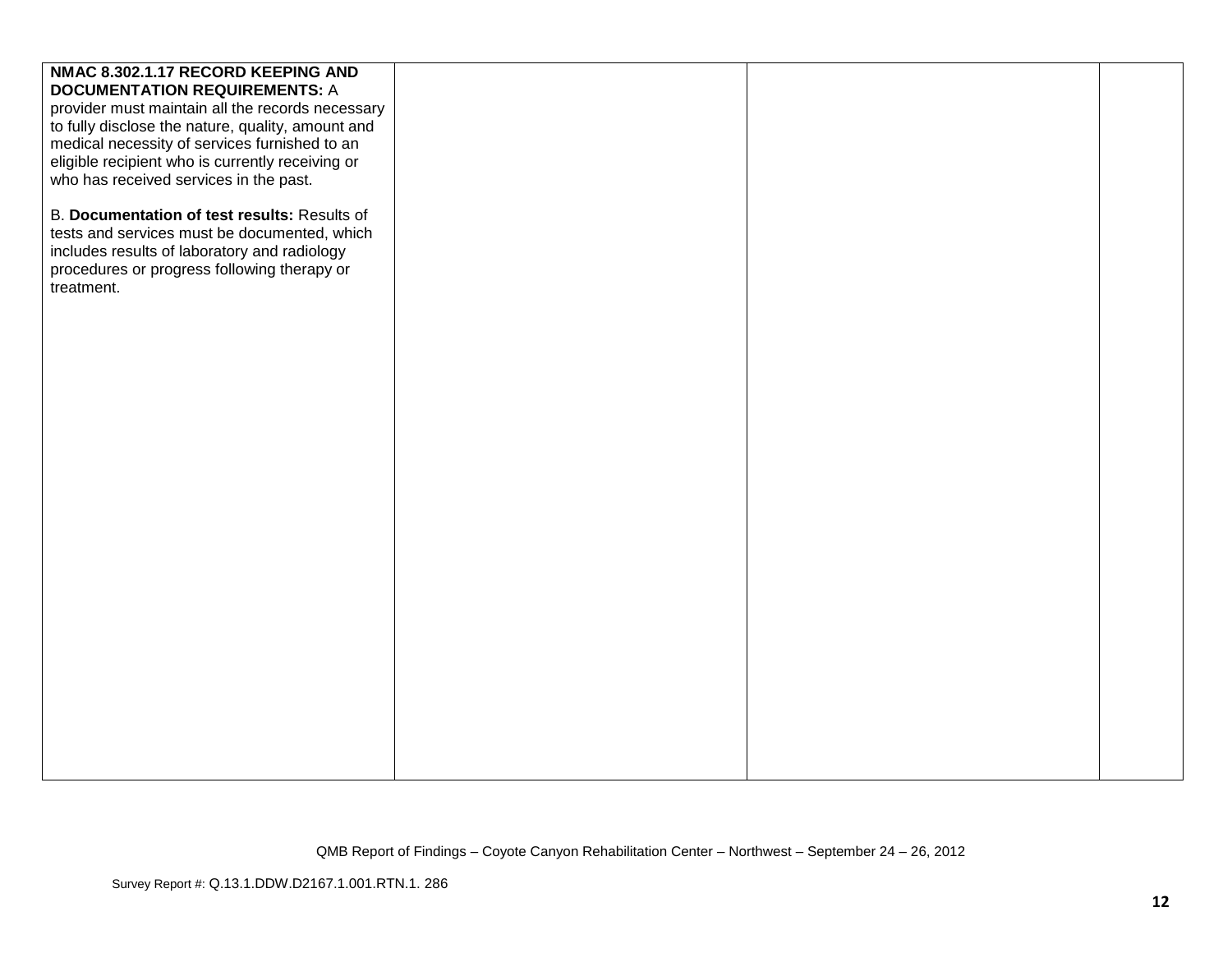| | | | |
|---|---|---|---|
| **NMAC 8.302.1.17 RECORD KEEPING AND DOCUMENTATION REQUIREMENTS:** A provider must maintain all the records necessary to fully disclose the nature, quality, amount and medical necessity of services furnished to an eligible recipient who is currently receiving or who has received services in the past.<br><br>B. **Documentation of test results:** Results of tests and services must be documented, which includes results of laboratory and radiology procedures or progress following therapy or treatment. | | | |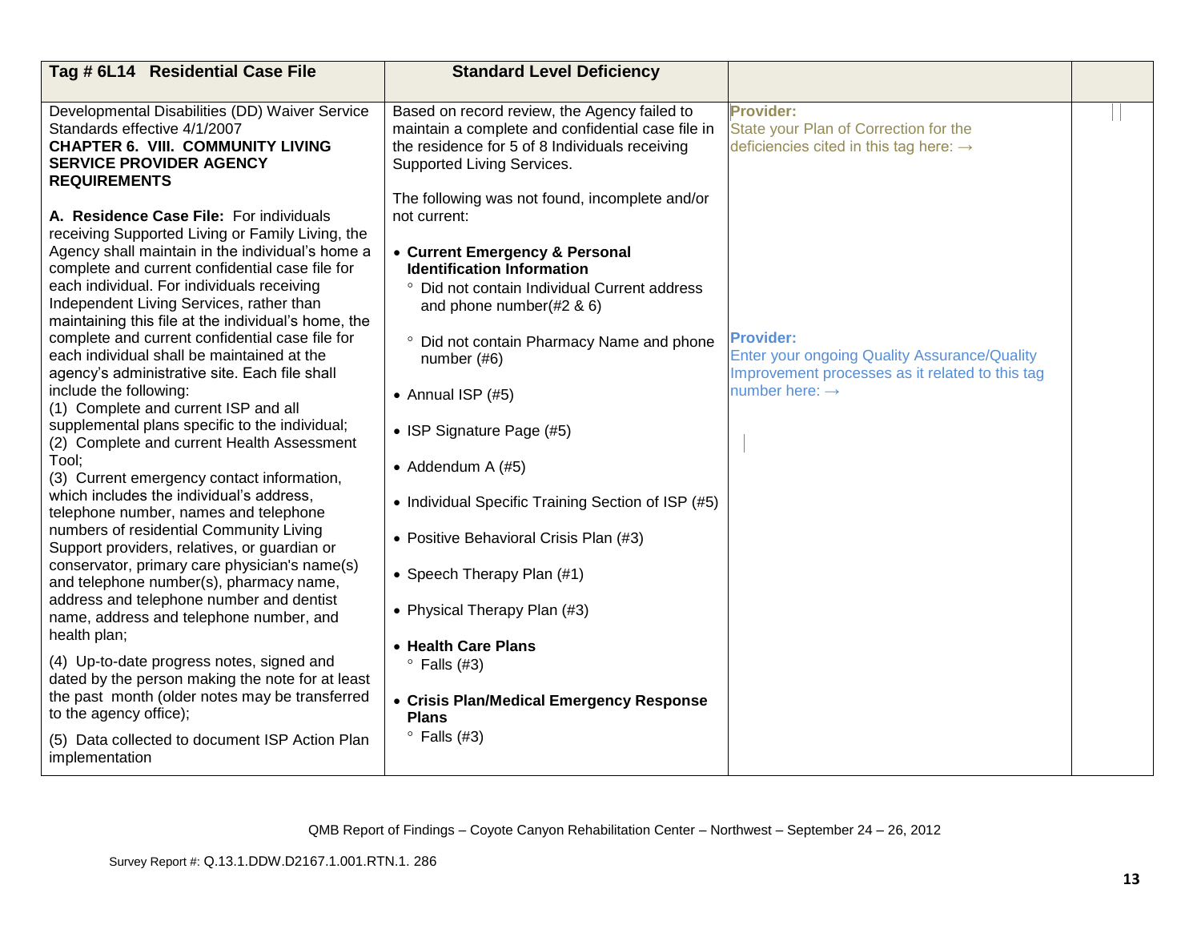| Tag # 6L14 Residential Case File | Standard Level Deficiency | | |
|---|---|---|---|
| Developmental Disabilities (DD) Waiver Service Standards effective 4/1/2007<br>**CHAPTER 6. VIII. COMMUNITY LIVING SERVICE PROVIDER AGENCY REQUIREMENTS**<br><br>**A. Residence Case File:** For individuals receiving Supported Living or Family Living, the Agency shall maintain in the individual's home a complete and current confidential case file for each individual. For individuals receiving Independent Living Services, rather than maintaining this file at the individual's home, the complete and current confidential case file for each individual shall be maintained at the agency's administrative site. Each file shall include the following:<br>(1) Complete and current ISP and all supplemental plans specific to the individual;<br>(2) Complete and current Health Assessment Tool;<br>(3) Current emergency contact information, which includes the individual's address, telephone number, names and telephone numbers of residential Community Living Support providers, relatives, or guardian or conservator, primary care physician's name(s) and telephone number(s), pharmacy name, address and telephone number and dentist name, address and telephone number, and health plan;<br>(4) Up-to-date progress notes, signed and dated by the person making the note for at least the past month (older notes may be transferred to the agency office);<br>(5) Data collected to document ISP Action Plan implementation | Based on record review, the Agency failed to maintain a complete and confidential case file in the residence for 5 of 8 Individuals receiving Supported Living Services.<br><br>The following was not found, incomplete and/or not current:<br><br>• **Current Emergency & Personal Identification Information**<br>° Did not contain Individual Current address and phone number(#2 & 6)<br>° Did not contain Pharmacy Name and phone number (#6)<br><br>• Annual ISP (#5)<br><br>• ISP Signature Page (#5)<br><br>• Addendum A (#5)<br><br>• Individual Specific Training Section of ISP (#5)<br><br>• Positive Behavioral Crisis Plan (#3)<br><br>• Speech Therapy Plan (#1)<br><br>• Physical Therapy Plan (#3)<br><br>• **Health Care Plans**<br>° Falls (#3)<br><br>• **Crisis Plan/Medical Emergency Response Plans**<br>° Falls (#3) | **Provider:**<br>State your Plan of Correction for the deficiencies cited in this tag here: →<br><br>**Provider:**<br>Enter your ongoing Quality Assurance/Quality Improvement processes as it related to this tag number here: → | |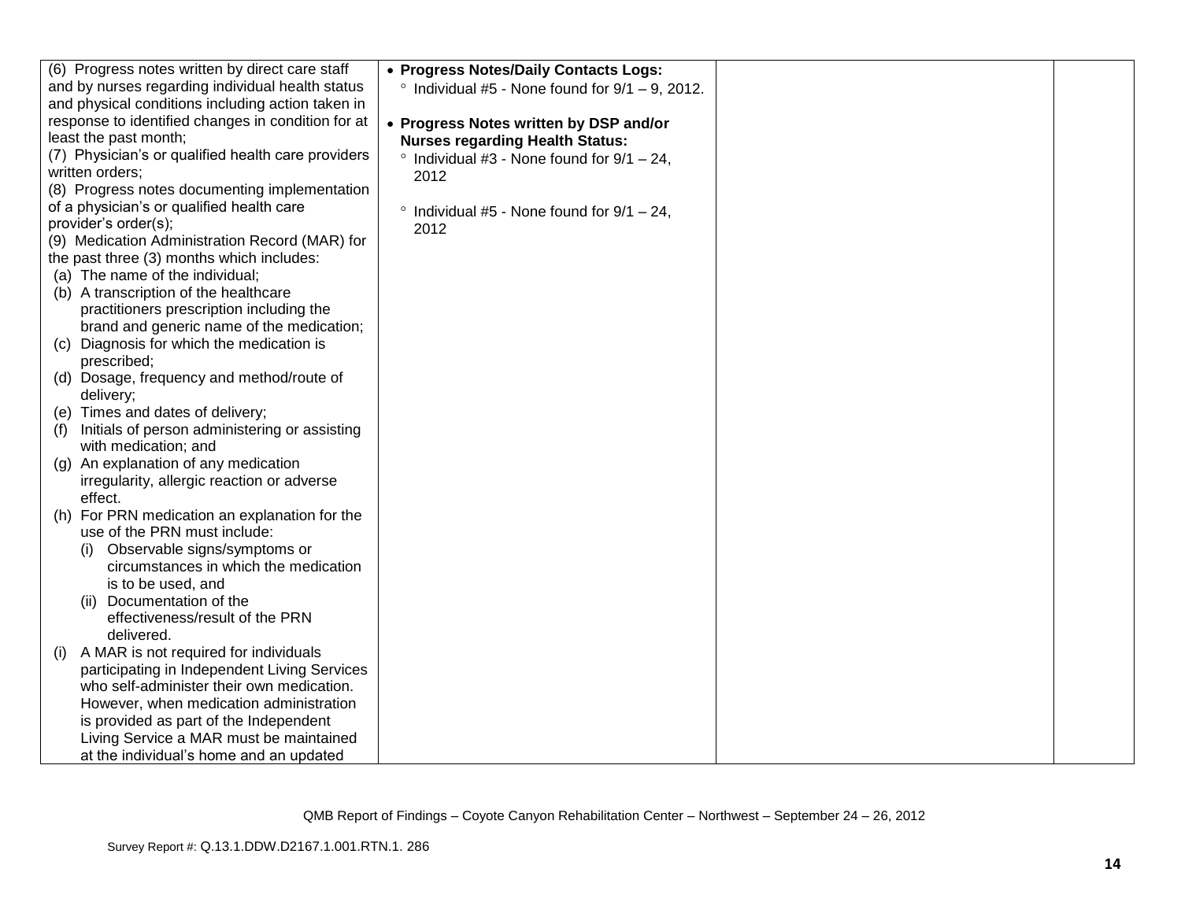| | | | |
|---|---|---|---|
| (6) Progress notes written by direct care staff and by nurses regarding individual health status and physical conditions including action taken in response to identified changes in condition for at least the past month;<br>(7) Physician's or qualified health care providers written orders;<br>(8) Progress notes documenting implementation of a physician's or qualified health care provider's order(s);<br>(9) Medication Administration Record (MAR) for the past three (3) months which includes:<br>(a) The name of the individual;<br>(b) A transcription of the healthcare practitioners prescription including the brand and generic name of the medication;<br>(c) Diagnosis for which the medication is prescribed;<br>(d) Dosage, frequency and method/route of delivery;<br>(e) Times and dates of delivery;<br>(f) Initials of person administering or assisting with medication; and<br>(g) An explanation of any medication irregularity, allergic reaction or adverse effect.<br>(h) For PRN medication an explanation for the use of the PRN must include:<br>(i) Observable signs/symptoms or circumstances in which the medication is to be used, and<br>(ii) Documentation of the effectiveness/result of the PRN delivered.<br>(i) A MAR is not required for individuals participating in Independent Living Services who self-administer their own medication. However, when medication administration is provided as part of the Independent Living Service a MAR must be maintained at the individual's home and an updated | • **Progress Notes/Daily Contacts Logs:**<br>° Individual #5 - None found for 9/1 – 9, 2012.<br><br>• **Progress Notes written by DSP and/or Nurses regarding Health Status:**<br>° Individual #3 - None found for 9/1 – 24, 2012<br><br>° Individual #5 - None found for 9/1 – 24, 2012 | | |

QMB Report of Findings – Coyote Canyon Rehabilitation Center – Northwest – September 24 – 26, 2012

Survey Report #: Q.13.1.DDW.D2167.1.001.RTN.1. 286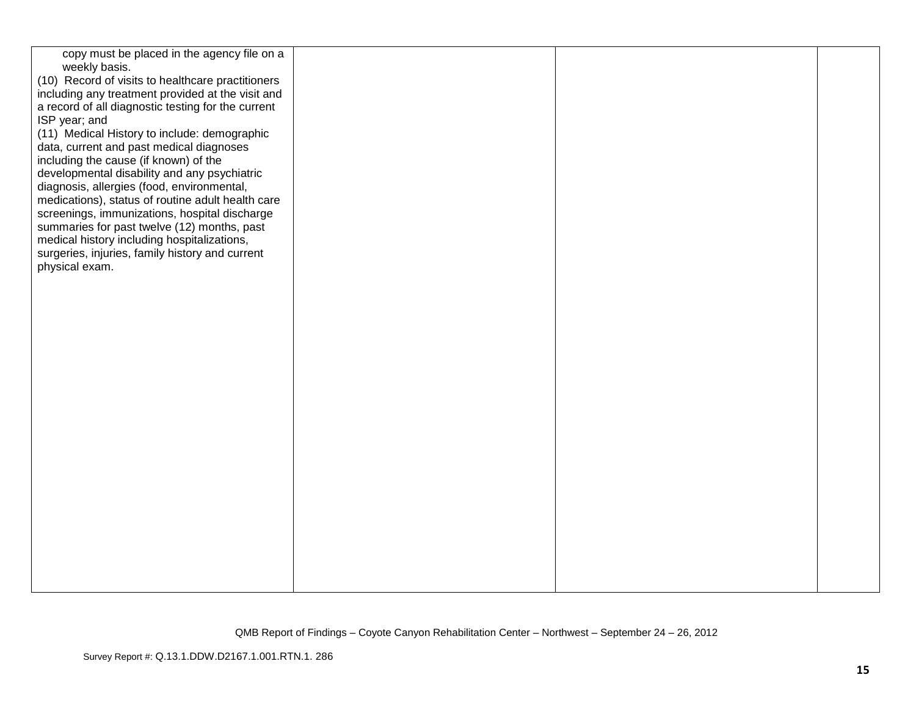| | | | |
|---|---|---|---|
| copy must be placed in the agency file on a weekly basis.<br>(10) Record of visits to healthcare practitioners including any treatment provided at the visit and a record of all diagnostic testing for the current ISP year; and<br>(11) Medical History to include: demographic data, current and past medical diagnoses including the cause (if known) of the developmental disability and any psychiatric diagnosis, allergies (food, environmental, medications), status of routine adult health care screenings, immunizations, hospital discharge summaries for past twelve (12) months, past medical history including hospitalizations, surgeries, injuries, family history and current physical exam. | | | |

QMB Report of Findings – Coyote Canyon Rehabilitation Center – Northwest – September 24 – 26, 2012

Survey Report #: Q.13.1.DDW.D2167.1.001.RTN.1. 286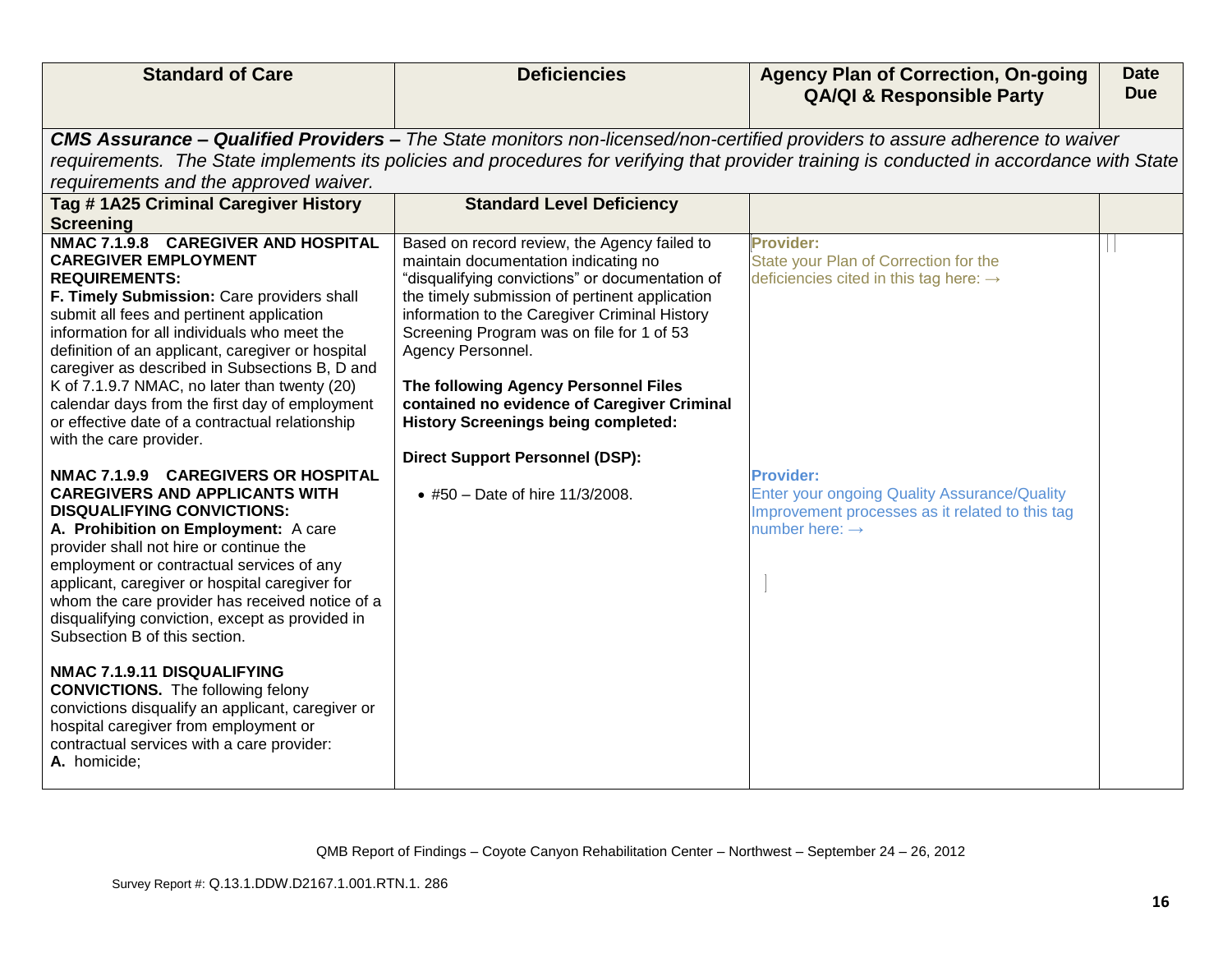| Standard of Care | Deficiencies | Agency Plan of Correction, On-going QA/QI & Responsible Party | Date Due |
|---|---|---|---|
| ***CMS Assurance – Qualified Providers –*** *The State monitors non-licensed/non-certified providers to assure adherence to waiver requirements. The State implements its policies and procedures for verifying that provider training is conducted in accordance with State requirements and the approved waiver.* | | | |
| **Tag # 1A25 Criminal Caregiver History Screening** | **Standard Level Deficiency** | | |
| **NMAC 7.1.9.8 CAREGIVER AND HOSPITAL CAREGIVER EMPLOYMENT REQUIREMENTS:**<br>**F. Timely Submission:** Care providers shall submit all fees and pertinent application information for all individuals who meet the definition of an applicant, caregiver or hospital caregiver as described in Subsections B, D and K of 7.1.9.7 NMAC, no later than twenty (20) calendar days from the first day of employment or effective date of a contractual relationship with the care provider.<br><br>**NMAC 7.1.9.9 CAREGIVERS OR HOSPITAL CAREGIVERS AND APPLICANTS WITH DISQUALIFYING CONVICTIONS:**<br>**A. Prohibition on Employment:** A care provider shall not hire or continue the employment or contractual services of any applicant, caregiver or hospital caregiver for whom the care provider has received notice of a disqualifying conviction, except as provided in Subsection B of this section.<br><br>**NMAC 7.1.9.11 DISQUALIFYING CONVICTIONS.** The following felony convictions disqualify an applicant, caregiver or hospital caregiver from employment or contractual services with a care provider:<br>**A.** homicide; | Based on record review, the Agency failed to maintain documentation indicating no "disqualifying convictions" or documentation of the timely submission of pertinent application information to the Caregiver Criminal History Screening Program was on file for 1 of 53 Agency Personnel.<br><br>**The following Agency Personnel Files contained no evidence of Caregiver Criminal History Screenings being completed:**<br><br>**Direct Support Personnel (DSP):**<br><br>• #50 – Date of hire 11/3/2008. | **Provider:**<br>State your Plan of Correction for the deficiencies cited in this tag here: →<br><br>**Provider:**<br>Enter your ongoing Quality Assurance/Quality Improvement processes as it related to this tag number here: → | |

QMB Report of Findings – Coyote Canyon Rehabilitation Center – Northwest – September 24 – 26, 2012

Survey Report #: Q.13.1.DDW.D2167.1.001.RTN.1. 286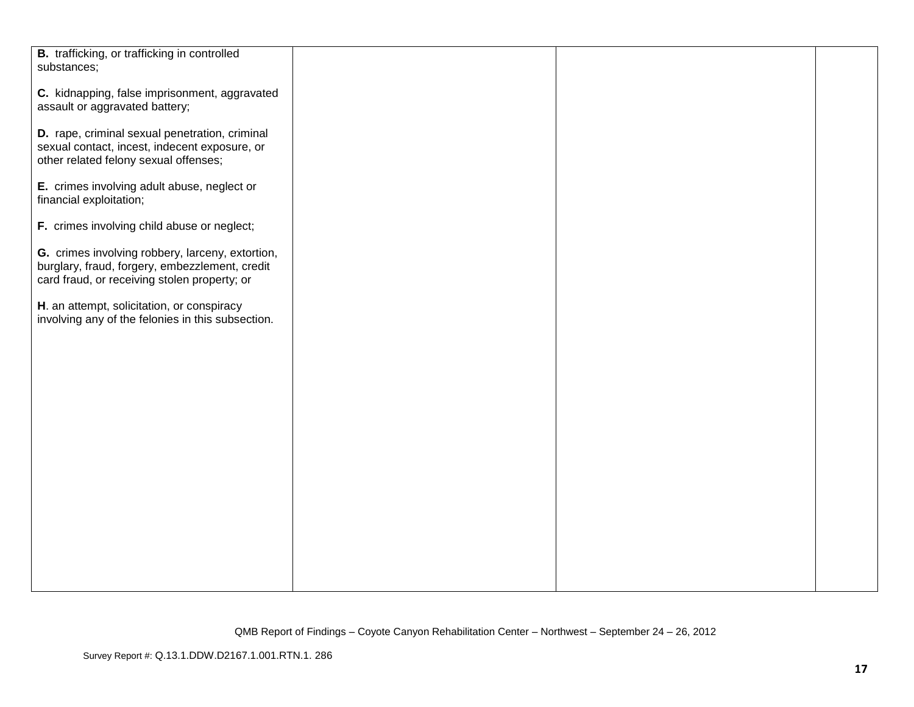| | | | |
|---|---|---|---|
| **B.** trafficking, or trafficking in controlled substances;<br><br>**C.** kidnapping, false imprisonment, aggravated assault or aggravated battery;<br><br>**D.** rape, criminal sexual penetration, criminal sexual contact, incest, indecent exposure, or other related felony sexual offenses;<br><br>**E.** crimes involving adult abuse, neglect or financial exploitation;<br><br>**F.** crimes involving child abuse or neglect;<br><br>**G.** crimes involving robbery, larceny, extortion, burglary, fraud, forgery, embezzlement, credit card fraud, or receiving stolen property; or<br><br>**H**. an attempt, solicitation, or conspiracy involving any of the felonies in this subsection. | | | |

QMB Report of Findings – Coyote Canyon Rehabilitation Center – Northwest – September 24 – 26, 2012

Survey Report #: Q.13.1.DDW.D2167.1.001.RTN.1. 286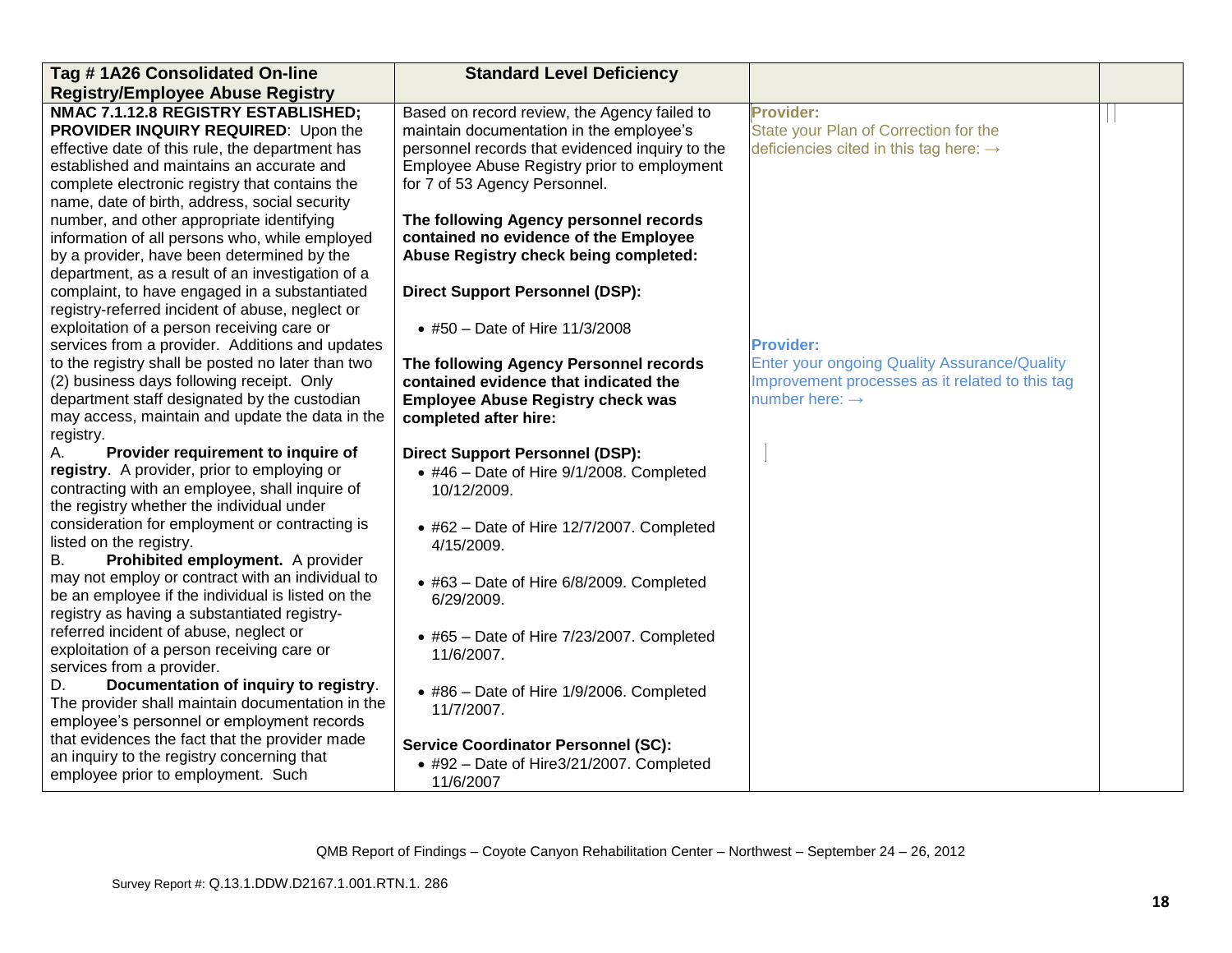| Tag # 1A26 Consolidated On-line Registry/Employee Abuse Registry | Standard Level Deficiency | | |
|---|---|---|---|
| **NMAC 7.1.12.8 REGISTRY ESTABLISHED; PROVIDER INQUIRY REQUIRED**: Upon the effective date of this rule, the department has established and maintains an accurate and complete electronic registry that contains the name, date of birth, address, social security number, and other appropriate identifying information of all persons who, while employed by a provider, have been determined by the department, as a result of an investigation of a complaint, to have engaged in a substantiated registry-referred incident of abuse, neglect or exploitation of a person receiving care or services from a provider. Additions and updates to the registry shall be posted no later than two (2) business days following receipt. Only department staff designated by the custodian may access, maintain and update the data in the registry.<br>A. **Provider requirement to inquire of registry**. A provider, prior to employing or contracting with an employee, shall inquire of the registry whether the individual under consideration for employment or contracting is listed on the registry.<br>B. **Prohibited employment.** A provider may not employ or contract with an individual to be an employee if the individual is listed on the registry as having a substantiated registry-referred incident of abuse, neglect or exploitation of a person receiving care or services from a provider.<br>D. **Documentation of inquiry to registry**. The provider shall maintain documentation in the employee's personnel or employment records that evidences the fact that the provider made an inquiry to the registry concerning that employee prior to employment. Such | Based on record review, the Agency failed to maintain documentation in the employee's personnel records that evidenced inquiry to the Employee Abuse Registry prior to employment for 7 of 53 Agency Personnel.<br><br>**The following Agency personnel records contained no evidence of the Employee Abuse Registry check being completed:**<br><br>**Direct Support Personnel (DSP):**<br>• #50 – Date of Hire 11/3/2008<br><br>**The following Agency Personnel records contained evidence that indicated the Employee Abuse Registry check was completed after hire:**<br><br>**Direct Support Personnel (DSP):**<br>• #46 – Date of Hire 9/1/2008. Completed 10/12/2009.<br>• #62 – Date of Hire 12/7/2007. Completed 4/15/2009.<br>• #63 – Date of Hire 6/8/2009. Completed 6/29/2009.<br>• #65 – Date of Hire 7/23/2007. Completed 11/6/2007.<br>• #86 – Date of Hire 1/9/2006. Completed 11/7/2007.<br><br>**Service Coordinator Personnel (SC):**<br>• #92 – Date of Hire3/21/2007. Completed 11/6/2007 | **Provider:**<br>State your Plan of Correction for the deficiencies cited in this tag here: →<br><br>**Provider:**<br>Enter your ongoing Quality Assurance/Quality Improvement processes as it related to this tag number here: → | |

QMB Report of Findings – Coyote Canyon Rehabilitation Center – Northwest – September 24 – 26, 2012

Survey Report #: Q.13.1.DDW.D2167.1.001.RTN.1. 286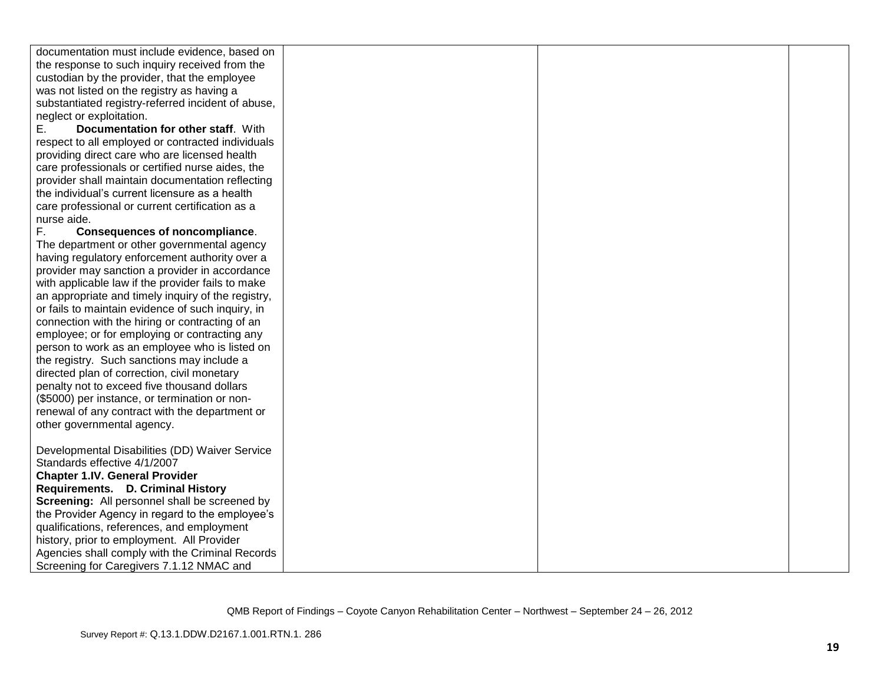| | | | |
|---|---|---|---|
| documentation must include evidence, based on the response to such inquiry received from the custodian by the provider, that the employee was not listed on the registry as having a substantiated registry-referred incident of abuse, neglect or exploitation.<br>E. **Documentation for other staff**. With respect to all employed or contracted individuals providing direct care who are licensed health care professionals or certified nurse aides, the provider shall maintain documentation reflecting the individual's current licensure as a health care professional or current certification as a nurse aide.<br>F. **Consequences of noncompliance**. The department or other governmental agency having regulatory enforcement authority over a provider may sanction a provider in accordance with applicable law if the provider fails to make an appropriate and timely inquiry of the registry, or fails to maintain evidence of such inquiry, in connection with the hiring or contracting of an employee; or for employing or contracting any person to work as an employee who is listed on the registry. Such sanctions may include a directed plan of correction, civil monetary penalty not to exceed five thousand dollars ($5000) per instance, or termination or non-renewal of any contract with the department or other governmental agency.<br><br>Developmental Disabilities (DD) Waiver Service Standards effective 4/1/2007<br>**Chapter 1.IV. General Provider Requirements. D. Criminal History Screening:** All personnel shall be screened by the Provider Agency in regard to the employee's qualifications, references, and employment history, prior to employment. All Provider Agencies shall comply with the Criminal Records Screening for Caregivers 7.1.12 NMAC and | | | |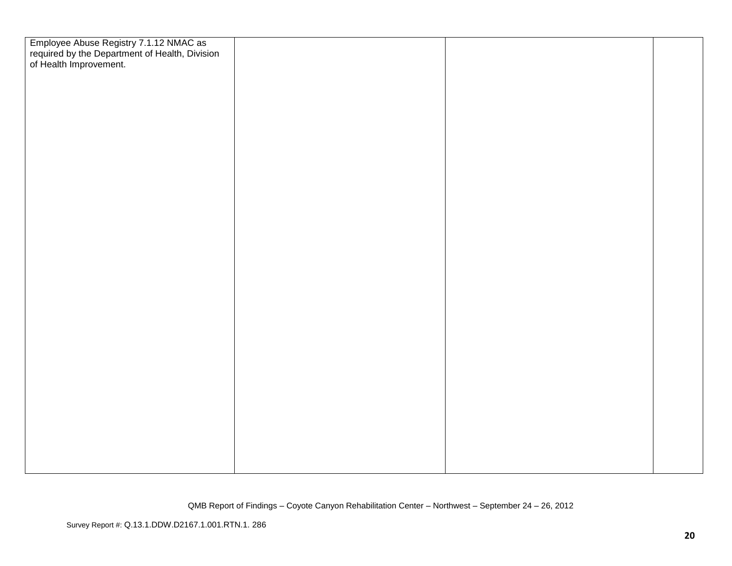| | | | |
|---|---|---|---|
| Employee Abuse Registry 7.1.12 NMAC as required by the Department of Health, Division of Health Improvement. | | | |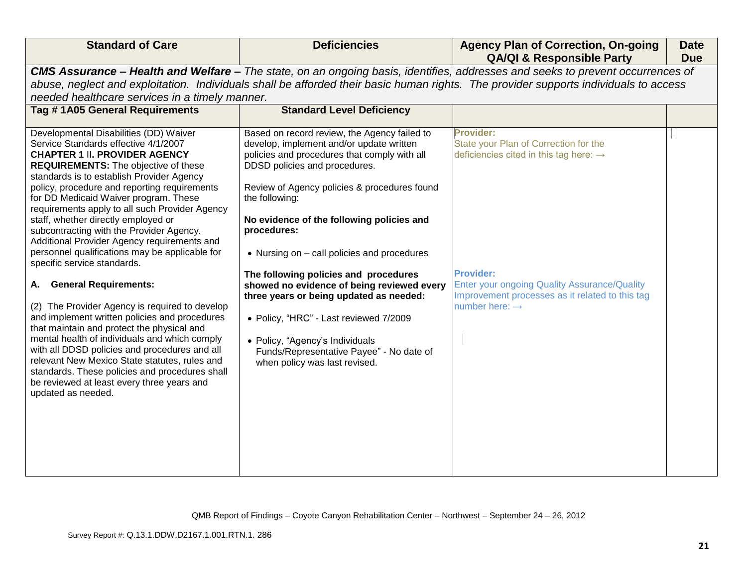| Standard of Care | Deficiencies | Agency Plan of Correction, On-going QA/QI & Responsible Party | Date Due |
|---|---|---|---|
| ***CMS Assurance – Health and Welfare –*** *The state, on an ongoing basis, identifies, addresses and seeks to prevent occurrences of abuse, neglect and exploitation. Individuals shall be afforded their basic human rights. The provider supports individuals to access needed healthcare services in a timely manner.* | | | |
| **Tag # 1A05 General Requirements** | **Standard Level Deficiency** | | |
| Developmental Disabilities (DD) Waiver Service Standards effective 4/1/2007<br>**CHAPTER 1** II**. PROVIDER AGENCY REQUIREMENTS:** The objective of these standards is to establish Provider Agency policy, procedure and reporting requirements for DD Medicaid Waiver program. These requirements apply to all such Provider Agency staff, whether directly employed or subcontracting with the Provider Agency. Additional Provider Agency requirements and personnel qualifications may be applicable for specific service standards.<br><br>**A. General Requirements:**<br><br>(2) The Provider Agency is required to develop and implement written policies and procedures that maintain and protect the physical and mental health of individuals and which comply with all DDSD policies and procedures and all relevant New Mexico State statutes, rules and standards. These policies and procedures shall be reviewed at least every three years and updated as needed. | Based on record review, the Agency failed to develop, implement and/or update written policies and procedures that comply with all DDSD policies and procedures.<br><br>Review of Agency policies & procedures found the following:<br><br>**No evidence of the following policies and procedures:**<br><br>• Nursing on – call policies and procedures<br><br>**The following policies and procedures showed no evidence of being reviewed every three years or being updated as needed:**<br><br>• Policy, "HRC" - Last reviewed 7/2009<br><br>• Policy, "Agency's Individuals Funds/Representative Payee" - No date of when policy was last revised. | **Provider:**<br>State your Plan of Correction for the deficiencies cited in this tag here: →<br><br>**Provider:**<br>Enter your ongoing Quality Assurance/Quality Improvement processes as it related to this tag number here: → | |

QMB Report of Findings – Coyote Canyon Rehabilitation Center – Northwest – September 24 – 26, 2012

Survey Report #: Q.13.1.DDW.D2167.1.001.RTN.1. 286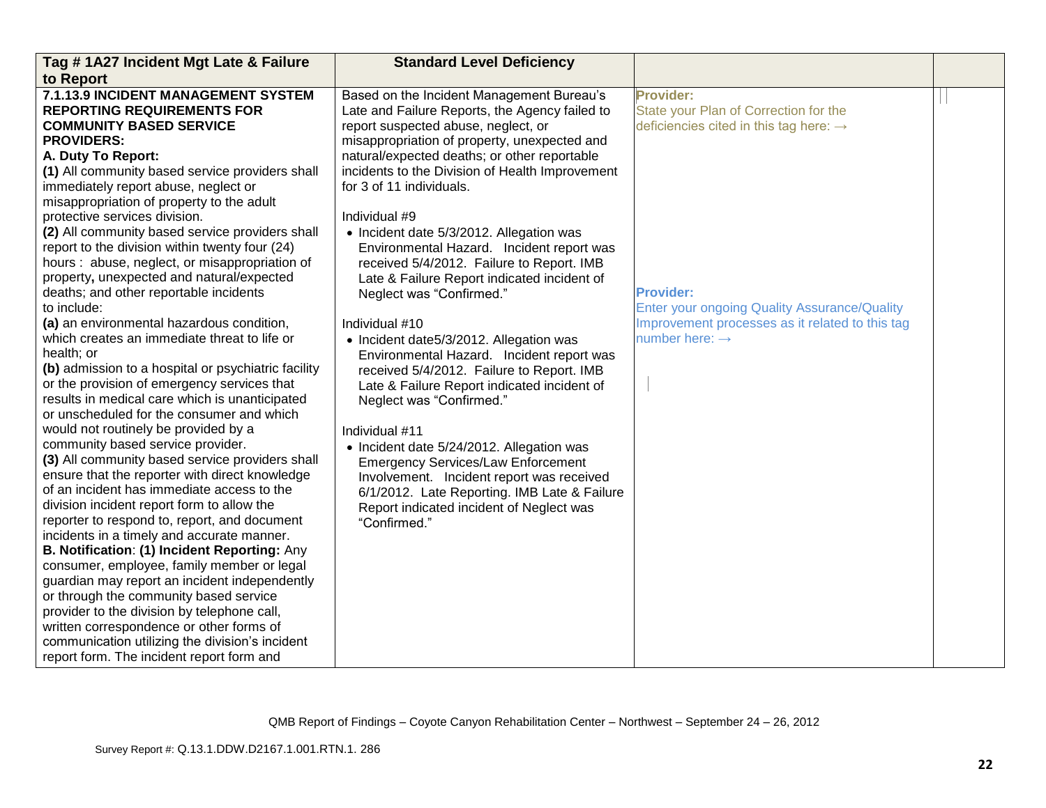| Tag # 1A27 Incident Mgt Late & Failure to Report | Standard Level Deficiency | | |
|---|---|---|---|
| **7.1.13.9 INCIDENT MANAGEMENT SYSTEM REPORTING REQUIREMENTS FOR COMMUNITY BASED SERVICE PROVIDERS:**<br>**A. Duty To Report:**<br>**(1)** All community based service providers shall immediately report abuse, neglect or misappropriation of property to the adult protective services division.<br>**(2)** All community based service providers shall report to the division within twenty four (24) hours : abuse, neglect, or misappropriation of property**,** unexpected and natural/expected deaths; and other reportable incidents to include:<br>**(a)** an environmental hazardous condition, which creates an immediate threat to life or health; or<br>**(b)** admission to a hospital or psychiatric facility or the provision of emergency services that results in medical care which is unanticipated or unscheduled for the consumer and which would not routinely be provided by a community based service provider.<br>**(3)** All community based service providers shall ensure that the reporter with direct knowledge of an incident has immediate access to the division incident report form to allow the reporter to respond to, report, and document incidents in a timely and accurate manner.<br>**B. Notification**: **(1) Incident Reporting:** Any consumer, employee, family member or legal guardian may report an incident independently or through the community based service provider to the division by telephone call, written correspondence or other forms of communication utilizing the division's incident report form. The incident report form and | Based on the Incident Management Bureau's Late and Failure Reports, the Agency failed to report suspected abuse, neglect, or misappropriation of property, unexpected and natural/expected deaths; or other reportable incidents to the Division of Health Improvement for 3 of 11 individuals.<br><br>Individual #9<br>• Incident date 5/3/2012. Allegation was Environmental Hazard. Incident report was received 5/4/2012. Failure to Report. IMB Late & Failure Report indicated incident of Neglect was "Confirmed."<br><br>Individual #10<br>• Incident date5/3/2012. Allegation was Environmental Hazard. Incident report was received 5/4/2012. Failure to Report. IMB Late & Failure Report indicated incident of Neglect was "Confirmed."<br><br>Individual #11<br>• Incident date 5/24/2012. Allegation was Emergency Services/Law Enforcement Involvement. Incident report was received 6/1/2012. Late Reporting. IMB Late & Failure Report indicated incident of Neglect was "Confirmed." | **Provider:**<br>State your Plan of Correction for the deficiencies cited in this tag here: →<br><br><br><br><br><br>**Provider:**<br>Enter your ongoing Quality Assurance/Quality Improvement processes as it related to this tag number here: → | |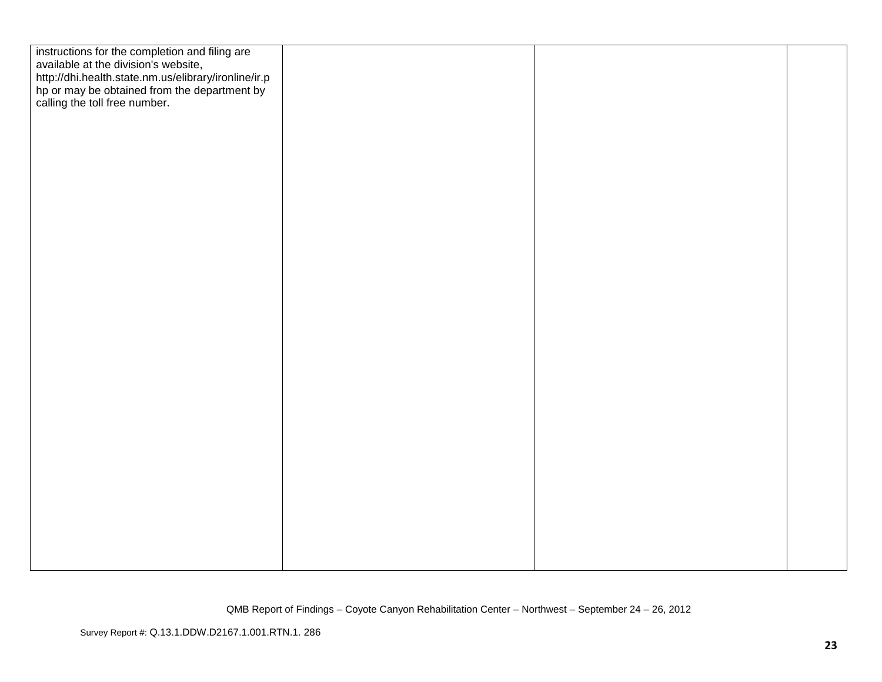| | | | |
|---|---|---|---|
| instructions for the completion and filing are available at the division's website, http://dhi.health.state.nm.us/elibrary/ironline/ir.php or may be obtained from the department by calling the toll free number. | | | |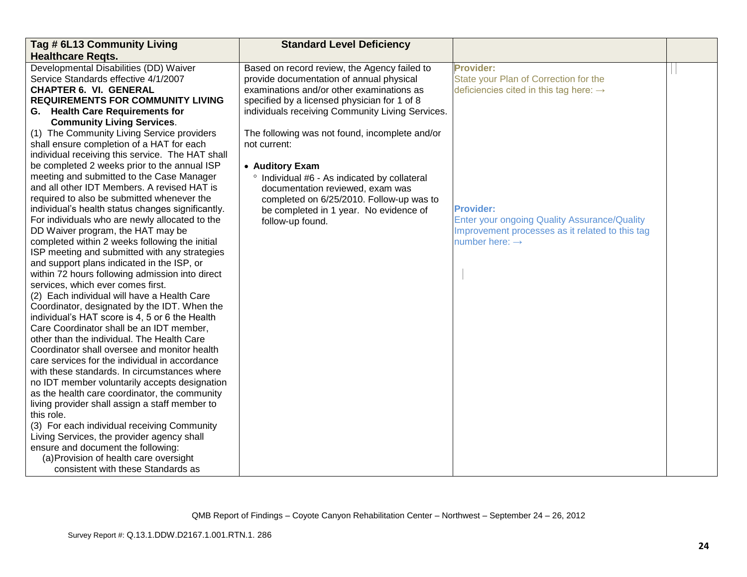| Tag # 6L13 Community Living Healthcare Reqts. | Standard Level Deficiency | | |
|---|---|---|---|
| Developmental Disabilities (DD) Waiver Service Standards effective 4/1/2007<br>**CHAPTER 6. VI. GENERAL REQUIREMENTS FOR COMMUNITY LIVING**<br>**G. Health Care Requirements for Community Living Services**.<br>(1) The Community Living Service providers shall ensure completion of a HAT for each individual receiving this service. The HAT shall be completed 2 weeks prior to the annual ISP meeting and submitted to the Case Manager and all other IDT Members. A revised HAT is required to also be submitted whenever the individual's health status changes significantly. For individuals who are newly allocated to the DD Waiver program, the HAT may be completed within 2 weeks following the initial ISP meeting and submitted with any strategies and support plans indicated in the ISP, or within 72 hours following admission into direct services, which ever comes first.<br>(2) Each individual will have a Health Care Coordinator, designated by the IDT. When the individual's HAT score is 4, 5 or 6 the Health Care Coordinator shall be an IDT member, other than the individual. The Health Care Coordinator shall oversee and monitor health care services for the individual in accordance with these standards. In circumstances where no IDT member voluntarily accepts designation as the health care coordinator, the community living provider shall assign a staff member to this role.<br>(3) For each individual receiving Community Living Services, the provider agency shall ensure and document the following:<br>(a) Provision of health care oversight consistent with these Standards as | Based on record review, the Agency failed to provide documentation of annual physical examinations and/or other examinations as specified by a licensed physician for 1 of 8 individuals receiving Community Living Services.<br><br>The following was not found, incomplete and/or not current:<br><br>• **Auditory Exam**<br>° Individual #6 - As indicated by collateral documentation reviewed, exam was completed on 6/25/2010. Follow-up was to be completed in 1 year. No evidence of follow-up found. | **Provider:**<br>State your Plan of Correction for the deficiencies cited in this tag here: →<br><br><br><br>**Provider:**<br>Enter your ongoing Quality Assurance/Quality Improvement processes as it related to this tag number here: → | |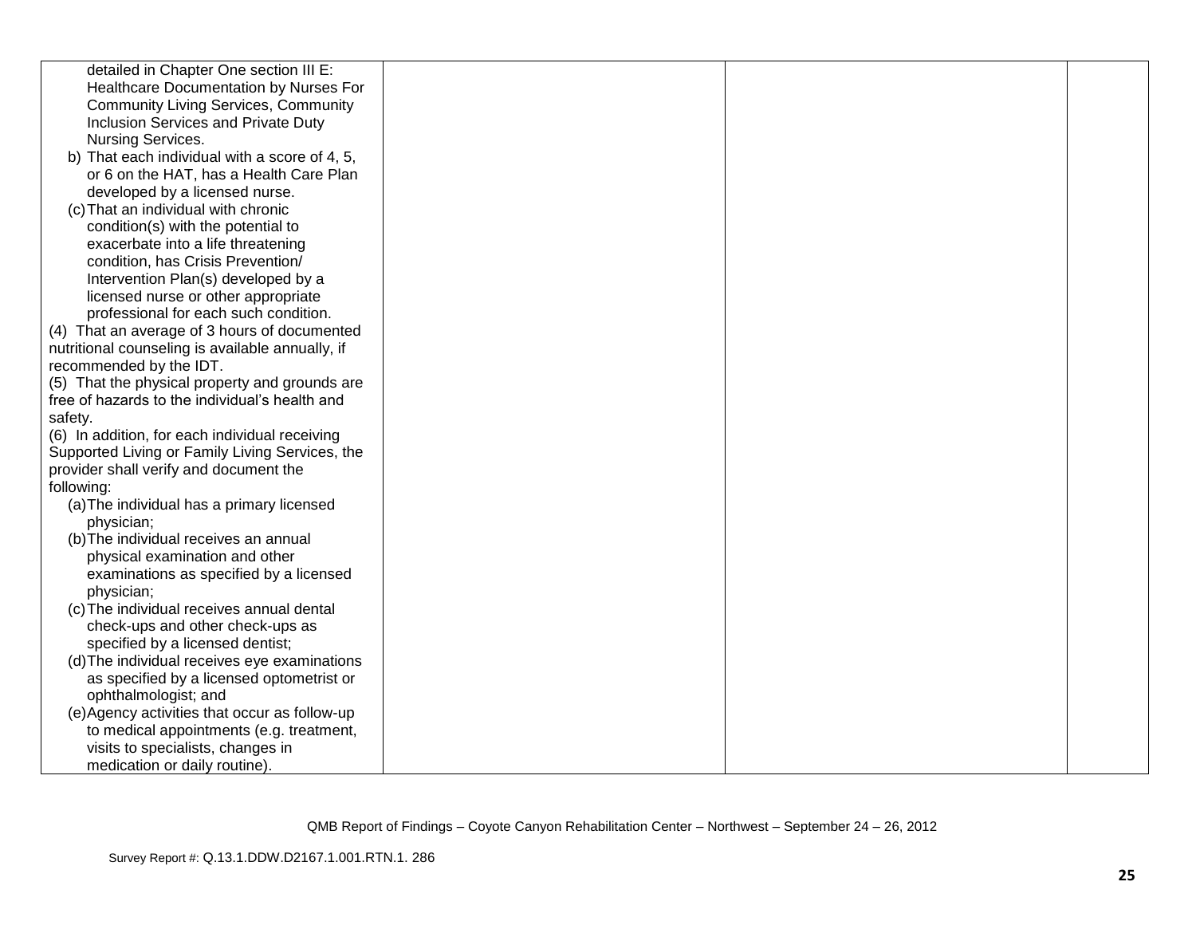| | | | |
|---|---|---|---|
| detailed in Chapter One section III E: Healthcare Documentation by Nurses For Community Living Services, Community Inclusion Services and Private Duty Nursing Services.<br>b) That each individual with a score of 4, 5, or 6 on the HAT, has a Health Care Plan developed by a licensed nurse.<br>(c) That an individual with chronic condition(s) with the potential to exacerbate into a life threatening condition, has Crisis Prevention/ Intervention Plan(s) developed by a licensed nurse or other appropriate professional for each such condition.<br>(4) That an average of 3 hours of documented nutritional counseling is available annually, if recommended by the IDT.<br>(5) That the physical property and grounds are free of hazards to the individual's health and safety.<br>(6) In addition, for each individual receiving Supported Living or Family Living Services, the provider shall verify and document the following:<br>(a) The individual has a primary licensed physician;<br>(b) The individual receives an annual physical examination and other examinations as specified by a licensed physician;<br>(c) The individual receives annual dental check-ups and other check-ups as specified by a licensed dentist;<br>(d) The individual receives eye examinations as specified by a licensed optometrist or ophthalmologist; and<br>(e) Agency activities that occur as follow-up to medical appointments (e.g. treatment, visits to specialists, changes in medication or daily routine). | | | |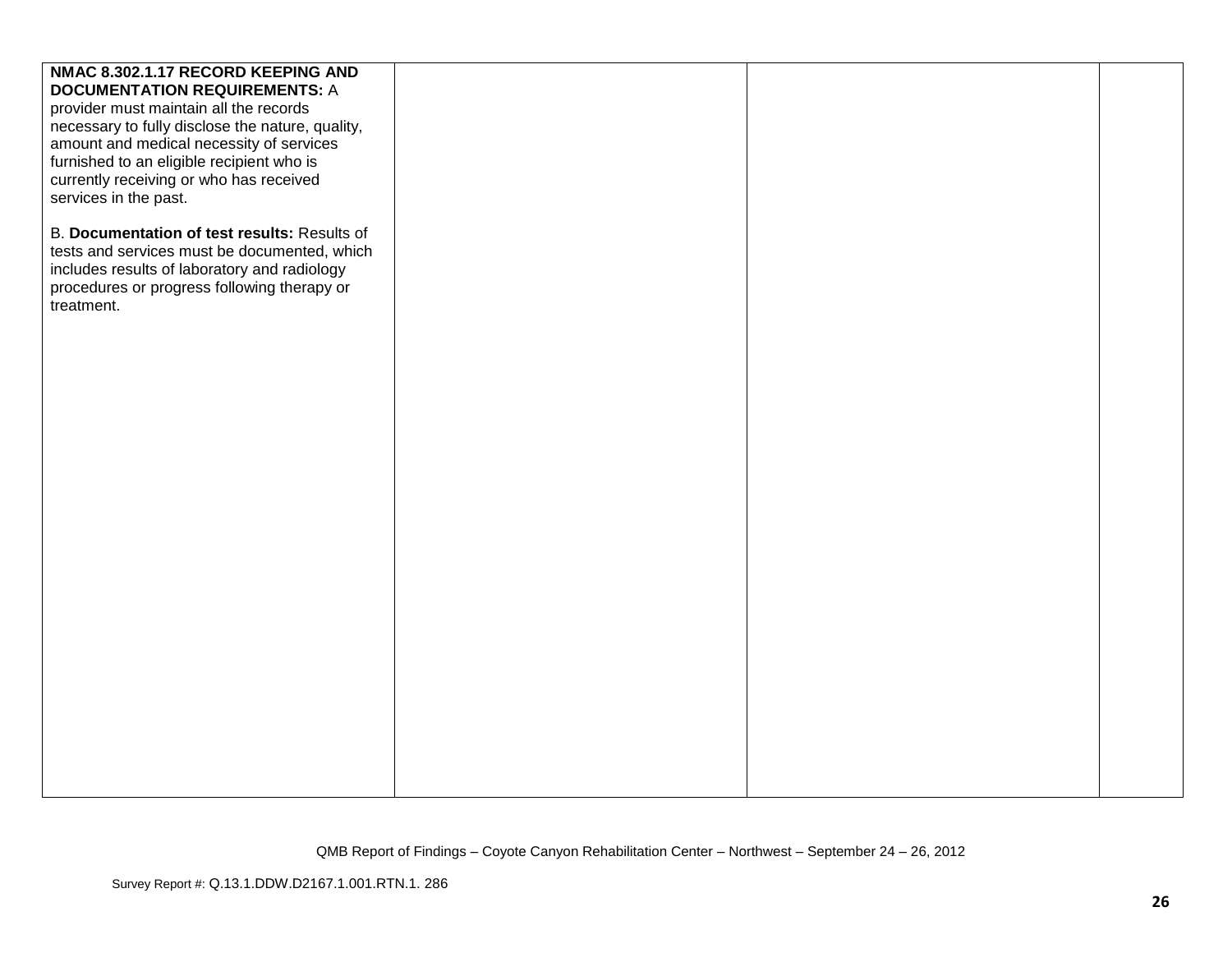| | | | |
|---|---|---|---|
| **NMAC 8.302.1.17 RECORD KEEPING AND DOCUMENTATION REQUIREMENTS:** A provider must maintain all the records necessary to fully disclose the nature, quality, amount and medical necessity of services furnished to an eligible recipient who is currently receiving or who has received services in the past.<br><br>B. **Documentation of test results:** Results of tests and services must be documented, which includes results of laboratory and radiology procedures or progress following therapy or treatment. | | | |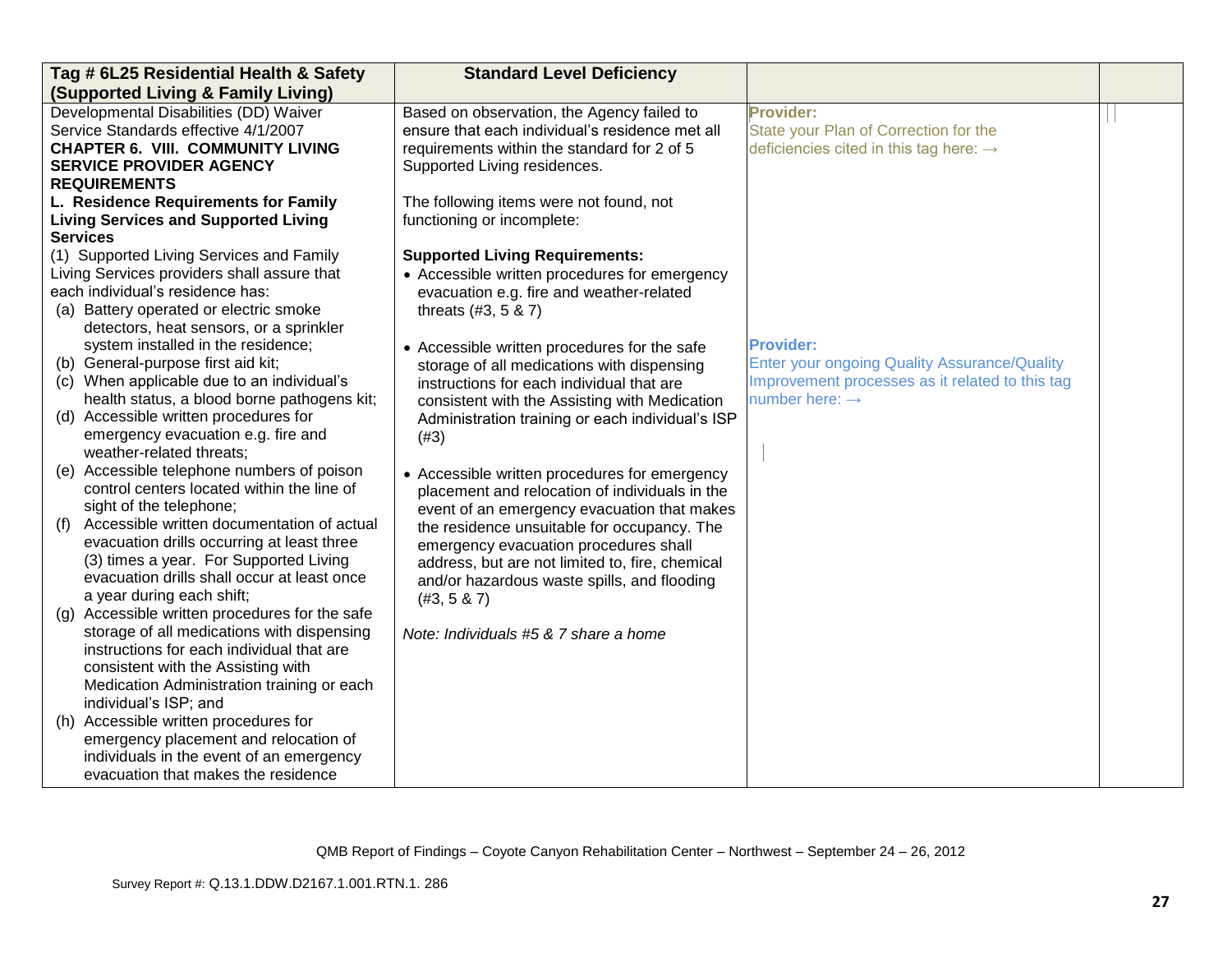| Tag # 6L25 Residential Health & Safety (Supported Living & Family Living) | Standard Level Deficiency | | |
|---|---|---|---|
| Developmental Disabilities (DD) Waiver Service Standards effective 4/1/2007<br>**CHAPTER 6. VIII. COMMUNITY LIVING SERVICE PROVIDER AGENCY REQUIREMENTS**<br>**L. Residence Requirements for Family Living Services and Supported Living Services**<br>(1) Supported Living Services and Family Living Services providers shall assure that each individual's residence has:<br>(a) Battery operated or electric smoke detectors, heat sensors, or a sprinkler system installed in the residence;<br>(b) General-purpose first aid kit;<br>(c) When applicable due to an individual's health status, a blood borne pathogens kit;<br>(d) Accessible written procedures for emergency evacuation e.g. fire and weather-related threats;<br>(e) Accessible telephone numbers of poison control centers located within the line of sight of the telephone;<br>(f) Accessible written documentation of actual evacuation drills occurring at least three (3) times a year. For Supported Living evacuation drills shall occur at least once a year during each shift;<br>(g) Accessible written procedures for the safe storage of all medications with dispensing instructions for each individual that are consistent with the Assisting with Medication Administration training or each individual's ISP; and<br>(h) Accessible written procedures for emergency placement and relocation of individuals in the event of an emergency evacuation that makes the residence | Based on observation, the Agency failed to ensure that each individual's residence met all requirements within the standard for 2 of 5 Supported Living residences.<br><br>The following items were not found, not functioning or incomplete:<br><br>**Supported Living Requirements:**<br>• Accessible written procedures for emergency evacuation e.g. fire and weather-related threats (#3, 5 & 7)<br><br>• Accessible written procedures for the safe storage of all medications with dispensing instructions for each individual that are consistent with the Assisting with Medication Administration training or each individual's ISP (#3)<br><br>• Accessible written procedures for emergency placement and relocation of individuals in the event of an emergency evacuation that makes the residence unsuitable for occupancy. The emergency evacuation procedures shall address, but are not limited to, fire, chemical and/or hazardous waste spills, and flooding (#3, 5 & 7)<br><br>*Note: Individuals #5 & 7 share a home* | **Provider:**<br>State your Plan of Correction for the deficiencies cited in this tag here: →<br><br>**Provider:**<br>Enter your ongoing Quality Assurance/Quality Improvement processes as it related to this tag number here: → | |

QMB Report of Findings – Coyote Canyon Rehabilitation Center – Northwest – September 24 – 26, 2012

Survey Report #: Q.13.1.DDW.D2167.1.001.RTN.1. 286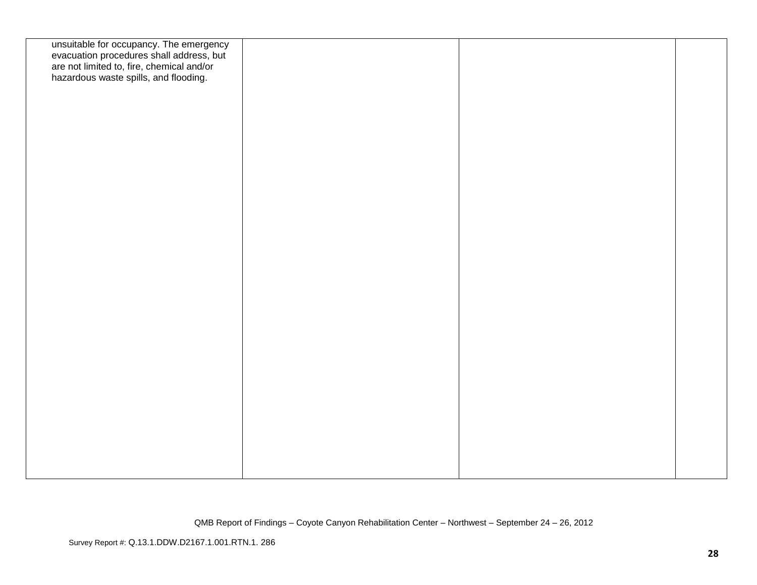| | | | |
|---|---|---|---|
| unsuitable for occupancy. The emergency evacuation procedures shall address, but are not limited to, fire, chemical and/or hazardous waste spills, and flooding. | | | |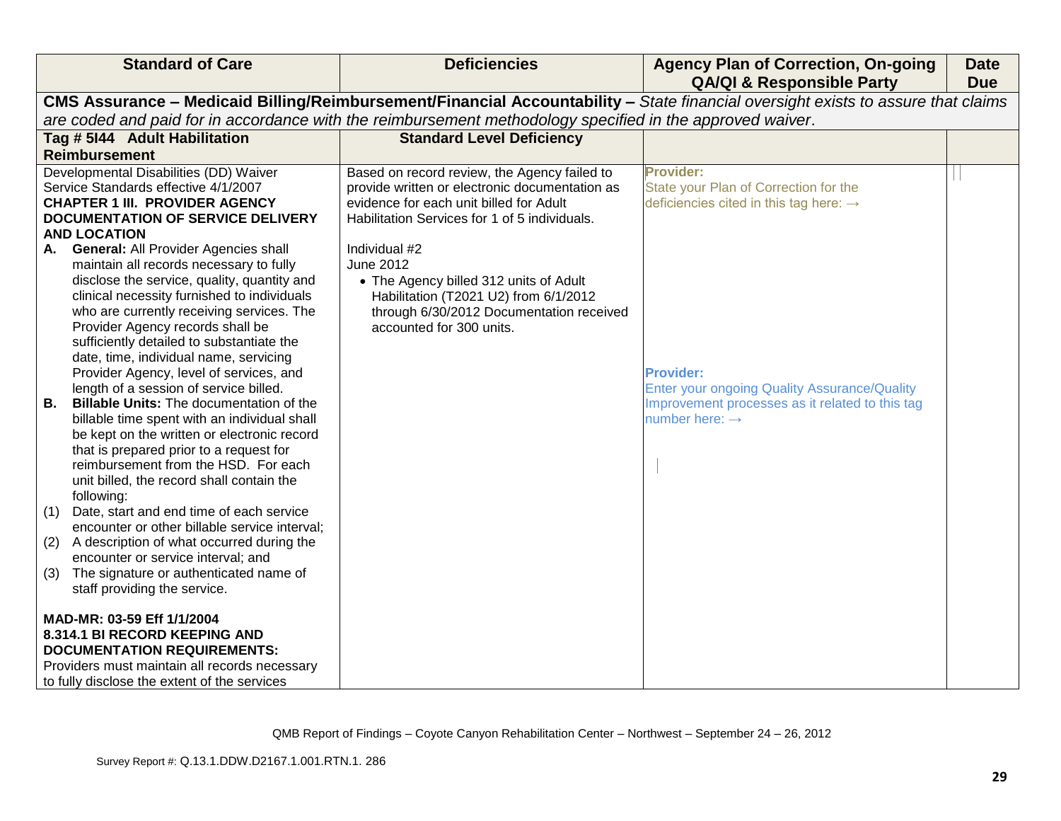| Standard of Care | Deficiencies | Agency Plan of Correction, On-going QA/QI & Responsible Party | Date Due |
|---|---|---|---|
| **CMS Assurance – Medicaid Billing/Reimbursement/Financial Accountability –** *State financial oversight exists to assure that claims are coded and paid for in accordance with the reimbursement methodology specified in the approved waiver.* | | | |
| **Tag # 5I44 Adult Habilitation Reimbursement** | **Standard Level Deficiency** | | |
| Developmental Disabilities (DD) Waiver Service Standards effective 4/1/2007<br>**CHAPTER 1 III. PROVIDER AGENCY DOCUMENTATION OF SERVICE DELIVERY AND LOCATION**<br>**A. General:** All Provider Agencies shall maintain all records necessary to fully disclose the service, quality, quantity and clinical necessity furnished to individuals who are currently receiving services. The Provider Agency records shall be sufficiently detailed to substantiate the date, time, individual name, servicing Provider Agency, level of services, and length of a session of service billed.<br>**B. Billable Units:** The documentation of the billable time spent with an individual shall be kept on the written or electronic record that is prepared prior to a request for reimbursement from the HSD. For each unit billed, the record shall contain the following:<br>(1) Date, start and end time of each service encounter or other billable service interval;<br>(2) A description of what occurred during the encounter or service interval; and<br>(3) The signature or authenticated name of staff providing the service.<br><br>**MAD-MR: 03-59 Eff 1/1/2004**<br>**8.314.1 BI RECORD KEEPING AND DOCUMENTATION REQUIREMENTS:**<br>Providers must maintain all records necessary to fully disclose the extent of the services | Based on record review, the Agency failed to provide written or electronic documentation as evidence for each unit billed for Adult Habilitation Services for 1 of 5 individuals.<br><br>Individual #2<br>June 2012<br>• The Agency billed 312 units of Adult Habilitation (T2021 U2) from 6/1/2012 through 6/30/2012 Documentation received accounted for 300 units. | **Provider:**<br>State your Plan of Correction for the deficiencies cited in this tag here: →<br><br>**Provider:**<br>Enter your ongoing Quality Assurance/Quality Improvement processes as it related to this tag number here: → | |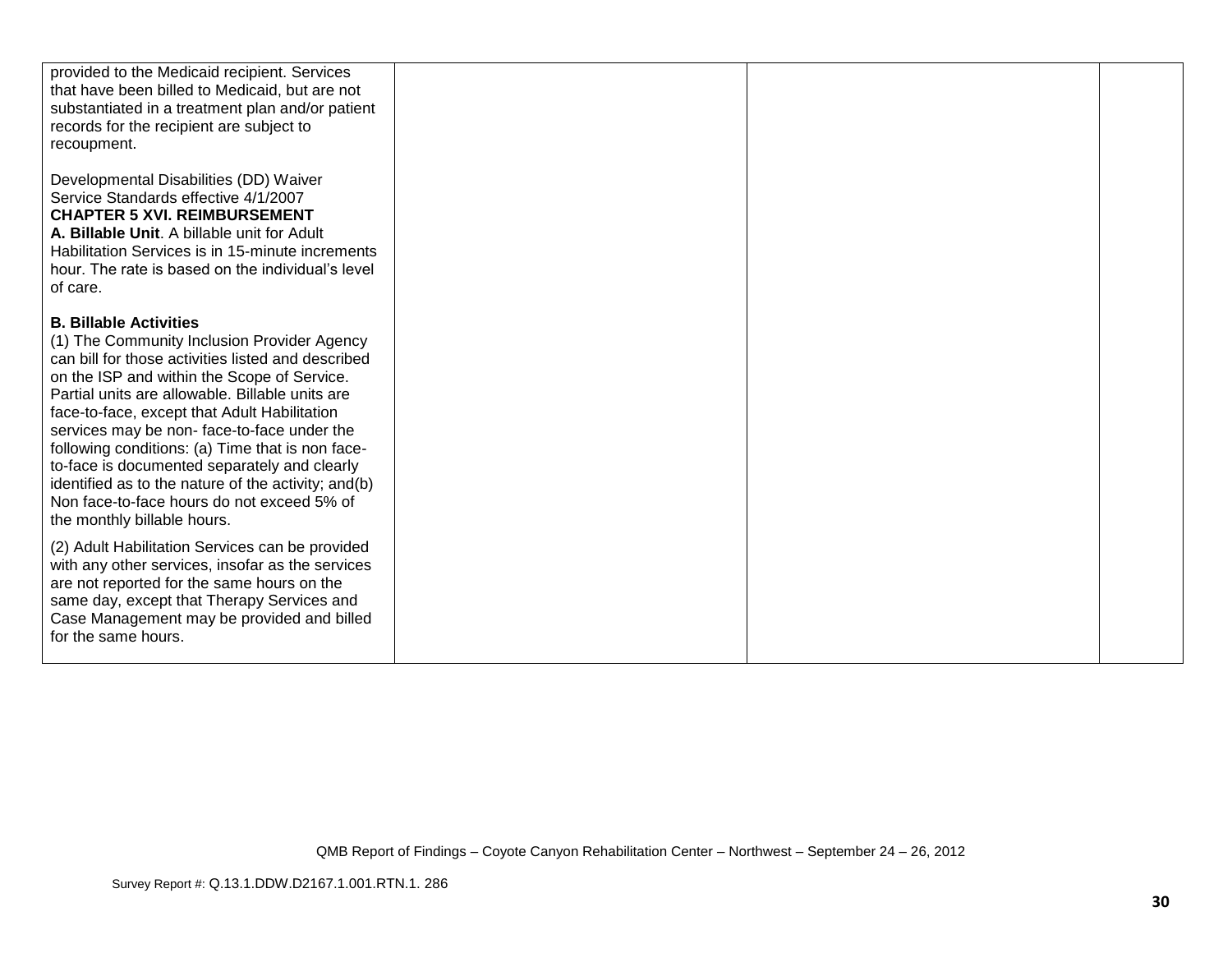| | | | |
|---|---|---|---|
| provided to the Medicaid recipient. Services that have been billed to Medicaid, but are not substantiated in a treatment plan and/or patient records for the recipient are subject to recoupment.<br><br>Developmental Disabilities (DD) Waiver Service Standards effective 4/1/2007<br>**CHAPTER 5 XVI. REIMBURSEMENT**<br>**A. Billable Unit**. A billable unit for Adult Habilitation Services is in 15-minute increments hour. The rate is based on the individual's level of care.<br><br>**B. Billable Activities**<br>(1) The Community Inclusion Provider Agency can bill for those activities listed and described on the ISP and within the Scope of Service. Partial units are allowable. Billable units are face-to-face, except that Adult Habilitation services may be non- face-to-face under the following conditions: (a) Time that is non face-to-face is documented separately and clearly identified as to the nature of the activity; and(b) Non face-to-face hours do not exceed 5% of the monthly billable hours.<br><br>(2) Adult Habilitation Services can be provided with any other services, insofar as the services are not reported for the same hours on the same day, except that Therapy Services and Case Management may be provided and billed for the same hours. | | | |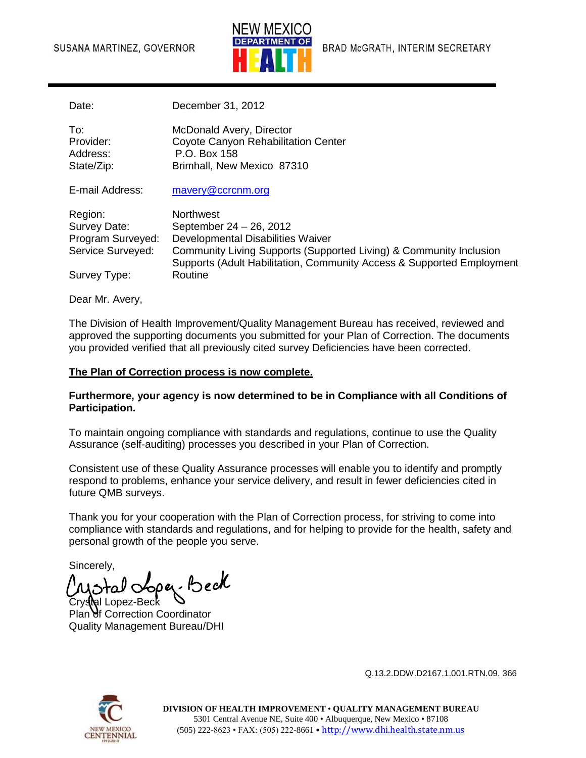SUSANA MARTINEZ, GOVERNOR

NEW MEXICO DEPARTMENT OF HEALTH

BRAD McGRATH, INTERIM SECRETARY

| | |
|---|---|
| Date: | December 31, 2012 |
| To: | McDonald Avery, Director |
| Provider: | Coyote Canyon Rehabilitation Center |
| Address: | P.O. Box 158 |
| State/Zip: | Brimhall, New Mexico 87310 |
| E-mail Address: | mavery@ccrcnm.org |
| Region: | Northwest |
| Survey Date: | September 24 – 26, 2012 |
| Program Surveyed: | Developmental Disabilities Waiver |
| Service Surveyed: | Community Living Supports (Supported Living) & Community Inclusion Supports (Adult Habilitation, Community Access & Supported Employment |
| Survey Type: | Routine |

Dear Mr. Avery,

The Division of Health Improvement/Quality Management Bureau has received, reviewed and approved the supporting documents you submitted for your Plan of Correction. The documents you provided verified that all previously cited survey Deficiencies have been corrected.

**The Plan of Correction process is now complete.**

**Furthermore, your agency is now determined to be in Compliance with all Conditions of Participation.**

To maintain ongoing compliance with standards and regulations, continue to use the Quality Assurance (self-auditing) processes you described in your Plan of Correction.

Consistent use of these Quality Assurance processes will enable you to identify and promptly respond to problems, enhance your service delivery, and result in fewer deficiencies cited in future QMB surveys.

Thank you for your cooperation with the Plan of Correction process, for striving to come into compliance with standards and regulations, and for helping to provide for the health, safety and personal growth of the people you serve.

Sincerely,

Crystal Lopez-Beck
Plan of Correction Coordinator
Quality Management Bureau/DHI

Q.13.2.DDW.D2167.1.001.RTN.09. 366

**DIVISION OF HEALTH IMPROVEMENT • QUALITY MANAGEMENT BUREAU**
5301 Central Avenue NE, Suite 400 • Albuquerque, New Mexico • 87108
(505) 222-8623 • FAX: (505) 222-8661 • http://www.dhi.health.state.nm.us